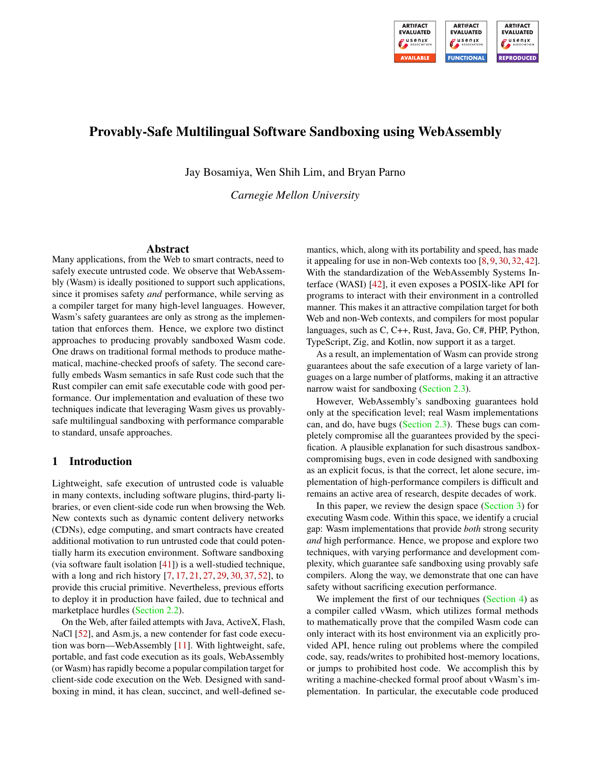# Provably-Safe Multilingual Software Sandboxing using WebAssembly

Jay Bosamiya, Wen Shih Lim, and Bryan Parno

*Carnegie Mellon University*

## Abstract

Many applications, from the Web to smart contracts, need to safely execute untrusted code. We observe that WebAssembly (Wasm) is ideally positioned to support such applications, since it promises safety *and* performance, while serving as a compiler target for many high-level languages. However, Wasm's safety guarantees are only as strong as the implementation that enforces them. Hence, we explore two distinct approaches to producing provably sandboxed Wasm code. One draws on traditional formal methods to produce mathematical, machine-checked proofs of safety. The second carefully embeds Wasm semantics in safe Rust code such that the Rust compiler can emit safe executable code with good performance. Our implementation and evaluation of these two techniques indicate that leveraging Wasm gives us provably-safe multilingual sandboxing with performance comparable to standard, unsafe approaches.

## 1 Introduction

Lightweight, safe execution of untrusted code is valuable in many contexts, including software plugins, third-party libraries, or even client-side code run when browsing the Web. New contexts such as dynamic content delivery networks (CDNs), edge computing, and smart contracts have created additional motivation to run untrusted code that could potentially harm its execution environment. Software sandboxing (via software fault isolation [41]) is a well-studied technique, with a long and rich history [7, 17, 21, 27, 29, 30, 37, 52], to provide this crucial primitive. Nevertheless, previous efforts to deploy it in production have failed, due to technical and marketplace hurdles (Section 2.2).

On the Web, after failed attempts with Java, ActiveX, Flash, NaCl [52], and Asm.js, a new contender for fast code execution was born—WebAssembly [11]. With lightweight, safe, portable, and fast code execution as its goals, WebAssembly (or Wasm) has rapidly become a popular compilation target for client-side code execution on the Web. Designed with sandboxing in mind, it has clean, succinct, and well-defined semantics, which, along with its portability and speed, has made it appealing for use in non-Web contexts too [8, 9, 30, 32, 42]. With the standardization of the WebAssembly Systems Interface (WASI) [42], it even exposes a POSIX-like API for programs to interact with their environment in a controlled manner. This makes it an attractive compilation target for both Web and non-Web contexts, and compilers for most popular languages, such as C, C++, Rust, Java, Go, C#, PHP, Python, TypeScript, Zig, and Kotlin, now support it as a target.

As a result, an implementation of Wasm can provide strong guarantees about the safe execution of a large variety of languages on a large number of platforms, making it an attractive narrow waist for sandboxing (Section 2.3).

However, WebAssembly's sandboxing guarantees hold only at the specification level; real Wasm implementations can, and do, have bugs (Section 2.3). These bugs can completely compromise all the guarantees provided by the specification. A plausible explanation for such disastrous sandbox-compromising bugs, even in code designed with sandboxing as an explicit focus, is that the correct, let alone secure, implementation of high-performance compilers is difficult and remains an active area of research, despite decades of work.

In this paper, we review the design space (Section 3) for executing Wasm code. Within this space, we identify a crucial gap: Wasm implementations that provide *both* strong security *and* high performance. Hence, we propose and explore two techniques, with varying performance and development complexity, which guarantee safe sandboxing using provably safe compilers. Along the way, we demonstrate that one can have safety without sacrificing execution performance.

We implement the first of our techniques (Section 4) as a compiler called vWasm, which utilizes formal methods to mathematically prove that the compiled Wasm code can only interact with its host environment via an explicitly provided API, hence ruling out problems where the compiled code, say, reads/writes to prohibited host-memory locations, or jumps to prohibited host code. We accomplish this by writing a machine-checked formal proof about vWasm's implementation. In particular, the executable code produced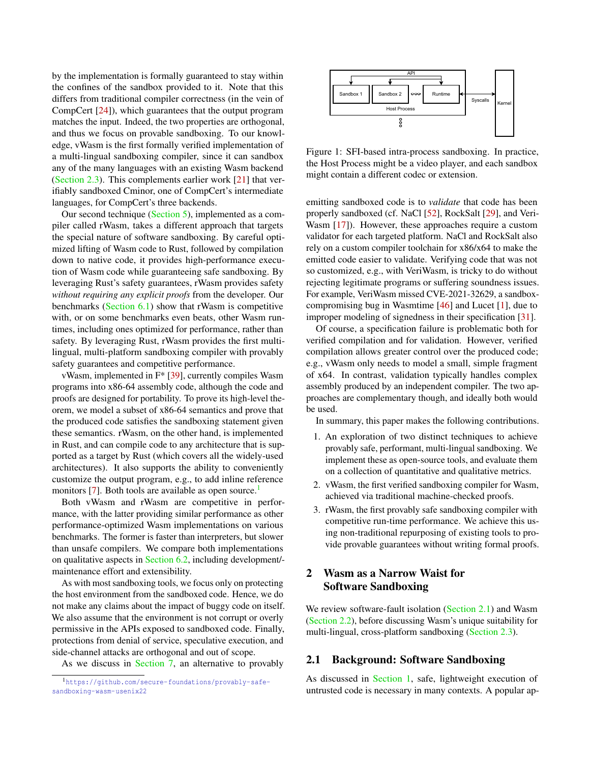by the implementation is formally guaranteed to stay within the confines of the sandbox provided to it. Note that this differs from traditional compiler correctness (in the vein of CompCert [24]), which guarantees that the output program matches the input. Indeed, the two properties are orthogonal, and thus we focus on provable sandboxing. To our knowledge, vWasm is the first formally verified implementation of a multi-lingual sandboxing compiler, since it can sandbox any of the many languages with an existing Wasm backend (Section 2.3). This complements earlier work [21] that verifiably sandboxed Cminor, one of CompCert's intermediate languages, for CompCert's three backends.

Our second technique (Section 5), implemented as a compiler called rWasm, takes a different approach that targets the special nature of software sandboxing. By careful optimized lifting of Wasm code to Rust, followed by compilation down to native code, it provides high-performance execution of Wasm code while guaranteeing safe sandboxing. By leveraging Rust's safety guarantees, rWasm provides safety *without requiring any explicit proofs* from the developer. Our benchmarks (Section 6.1) show that rWasm is competitive with, or on some benchmarks even beats, other Wasm runtimes, including ones optimized for performance, rather than safety. By leveraging Rust, rWasm provides the first multi-lingual, multi-platform sandboxing compiler with provably safety guarantees and competitive performance.

vWasm, implemented in F* [39], currently compiles Wasm programs into x86-64 assembly code, although the code and proofs are designed for portability. To prove its high-level theorem, we model a subset of x86-64 semantics and prove that the produced code satisfies the sandboxing statement given these semantics. rWasm, on the other hand, is implemented in Rust, and can compile code to any architecture that is supported as a target by Rust (which covers all the widely-used architectures). It also supports the ability to conveniently customize the output program, e.g., to add inline reference monitors [7]. Both tools are available as open source.[1]

Both vWasm and rWasm are competitive in performance, with the latter providing similar performance as other performance-optimized Wasm implementations on various benchmarks. The former is faster than interpreters, but slower than unsafe compilers. We compare both implementations on qualitative aspects in Section 6.2, including development/-maintenance effort and extensibility.

As with most sandboxing tools, we focus only on protecting the host environment from the sandboxed code. Hence, we do not make any claims about the impact of buggy code on itself. We also assume that the environment is not corrupt or overly permissive in the APIs exposed to sandboxed code. Finally, protections from denial of service, speculative execution, and side-channel attacks are orthogonal and out of scope.

As we discuss in Section 7, an alternative to provably emitting sandboxed code is to *validate* that code has been properly sandboxed (cf. NaCl [52], RockSalt [29], and VeriWasm [17]). However, these approaches require a custom validator for each targeted platform. NaCl and RockSalt also rely on a custom compiler toolchain for x86/x64 to make the emitted code easier to validate. Verifying code that was not so customized, e.g., with VeriWasm, is tricky to do without rejecting legitimate programs or suffering soundness issues. For example, VeriWasm missed CVE-2021-32629, a sandbox-compromising bug in Wasmtime [46] and Lucet [1], due to improper modeling of signedness in their specification [31].

[1] https://github.com/secure-foundations/provably-safe-sandboxing-wasm-usenix22

Figure 1: SFI-based intra-process sandboxing. In practice, the Host Process might be a video player, and each sandbox might contain a different codec or extension.

Of course, a specification failure is problematic both for verified compilation and for validation. However, verified compilation allows greater control over the produced code; e.g., vWasm only needs to model a small, simple fragment of x64. In contrast, validation typically handles complex assembly produced by an independent compiler. The two approaches are complementary though, and ideally both would be used.

In summary, this paper makes the following contributions.

1. An exploration of two distinct techniques to achieve provably safe, performant, multi-lingual sandboxing. We implement these as open-source tools, and evaluate them on a collection of quantitative and qualitative metrics.
2. vWasm, the first verified sandboxing compiler for Wasm, achieved via traditional machine-checked proofs.
3. rWasm, the first provably safe sandboxing compiler with competitive run-time performance. We achieve this using non-traditional repurposing of existing tools to provide provable guarantees without writing formal proofs.

## 2 Wasm as a Narrow Waist for Software Sandboxing

We review software-fault isolation (Section 2.1) and Wasm (Section 2.2), before discussing Wasm's unique suitability for multi-lingual, cross-platform sandboxing (Section 2.3).

### 2.1 Background: Software Sandboxing

As discussed in Section 1, safe, lightweight execution of untrusted code is necessary in many contexts. A popular ap-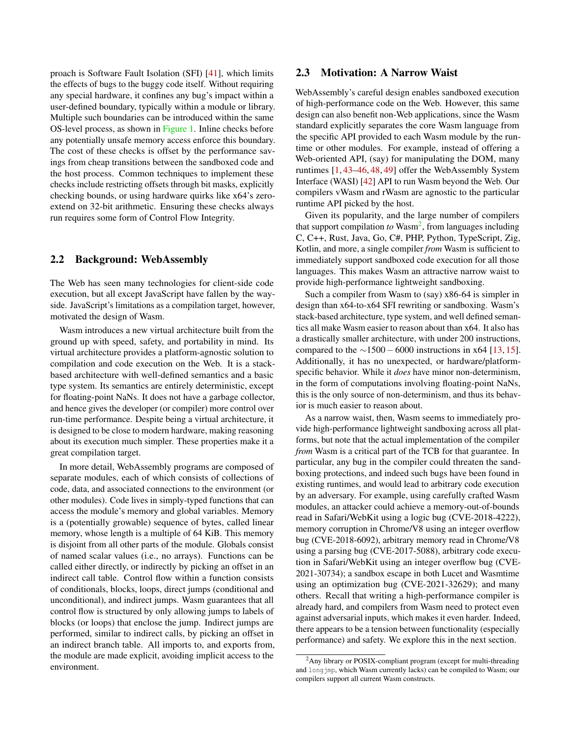proach is Software Fault Isolation (SFI) [41], which limits the effects of bugs to the buggy code itself. Without requiring any special hardware, it confines any bug's impact within a user-defined boundary, typically within a module or library. Multiple such boundaries can be introduced within the same OS-level process, as shown in Figure 1. Inline checks before any potentially unsafe memory access enforce this boundary. The cost of these checks is offset by the performance savings from cheap transitions between the sandboxed code and the host process. Common techniques to implement these checks include restricting offsets through bit masks, explicitly checking bounds, or using hardware quirks like x64's zero-extend on 32-bit arithmetic. Ensuring these checks always run requires some form of Control Flow Integrity.

## 2.2 Background: WebAssembly

The Web has seen many technologies for client-side code execution, but all except JavaScript have fallen by the wayside. JavaScript's limitations as a compilation target, however, motivated the design of Wasm.

Wasm introduces a new virtual architecture built from the ground up with speed, safety, and portability in mind. Its virtual architecture provides a platform-agnostic solution to compilation and code execution on the Web. It is a stack-based architecture with well-defined semantics and a basic type system. Its semantics are entirely deterministic, except for floating-point NaNs. It does not have a garbage collector, and hence gives the developer (or compiler) more control over run-time performance. Despite being a virtual architecture, it is designed to be close to modern hardware, making reasoning about its execution much simpler. These properties make it a great compilation target.

In more detail, WebAssembly programs are composed of separate modules, each of which consists of collections of code, data, and associated connections to the environment (or other modules). Code lives in simply-typed functions that can access the module's memory and global variables. Memory is a (potentially growable) sequence of bytes, called linear memory, whose length is a multiple of 64 KiB. This memory is disjoint from all other parts of the module. Globals consist of named scalar values (i.e., no arrays). Functions can be called either directly, or indirectly by picking an offset in an indirect call table. Control flow within a function consists of conditionals, blocks, loops, direct jumps (conditional and unconditional), and indirect jumps. Wasm guarantees that all control flow is structured by only allowing jumps to labels of blocks (or loops) that enclose the jump. Indirect jumps are performed, similar to indirect calls, by picking an offset in an indirect branch table. All imports to, and exports from, the module are made explicit, avoiding implicit access to the environment.

## 2.3 Motivation: A Narrow Waist

WebAssembly's careful design enables sandboxed execution of high-performance code on the Web. However, this same design can also benefit non-Web applications, since the Wasm standard explicitly separates the core Wasm language from the specific API provided to each Wasm module by the runtime or other modules. For example, instead of offering a Web-oriented API, (say) for manipulating the DOM, many runtimes [1, 43–46, 48, 49] offer the WebAssembly System Interface (WASI) [42] API to run Wasm beyond the Web. Our compilers vWasm and rWasm are agnostic to the particular runtime API picked by the host.

Given its popularity, and the large number of compilers that support compilation *to* Wasm[2], from languages including C, C++, Rust, Java, Go, C#, PHP, Python, TypeScript, Zig, Kotlin, and more, a single compiler *from* Wasm is sufficient to immediately support sandboxed code execution for all those languages. This makes Wasm an attractive narrow waist to provide high-performance lightweight sandboxing.

Such a compiler from Wasm to (say) x86-64 is simpler in design than x64-to-x64 SFI rewriting or sandboxing. Wasm's stack-based architecture, type system, and well defined semantics all make Wasm easier to reason about than x64. It also has a drastically smaller architecture, with under 200 instructions, compared to the $\sim 1500-6000$ instructions in x64 [13, 15]. Additionally, it has no unexpected, or hardware/platform-specific behavior. While it *does* have minor non-determinism, in the form of computations involving floating-point NaNs, this is the only source of non-determinism, and thus its behavior is much easier to reason about.

As a narrow waist, then, Wasm seems to immediately provide high-performance lightweight sandboxing across all platforms, but note that the actual implementation of the compiler *from* Wasm is a critical part of the TCB for that guarantee. In particular, any bug in the compiler could threaten the sandboxing protections, and indeed such bugs have been found in existing runtimes, and would lead to arbitrary code execution by an adversary. For example, using carefully crafted Wasm modules, an attacker could achieve a memory-out-of-bounds read in Safari/WebKit using a logic bug (CVE-2018-4222), memory corruption in Chrome/V8 using an integer overflow bug (CVE-2018-6092), arbitrary memory read in Chrome/V8 using a parsing bug (CVE-2017-5088), arbitrary code execution in Safari/WebKit using an integer overflow bug (CVE-2021-30734); a sandbox escape in both Lucet and Wasmtime using an optimization bug (CVE-2021-32629); and many others. Recall that writing a high-performance compiler is already hard, and compilers from Wasm need to protect even against adversarial inputs, which makes it even harder. Indeed, there appears to be a tension between functionality (especially performance) and safety. We explore this in the next section.

[2] Any library or POSIX-compliant program (except for multi-threading and `longjmp`, which Wasm currently lacks) can be compiled to Wasm; our compilers support all current Wasm constructs.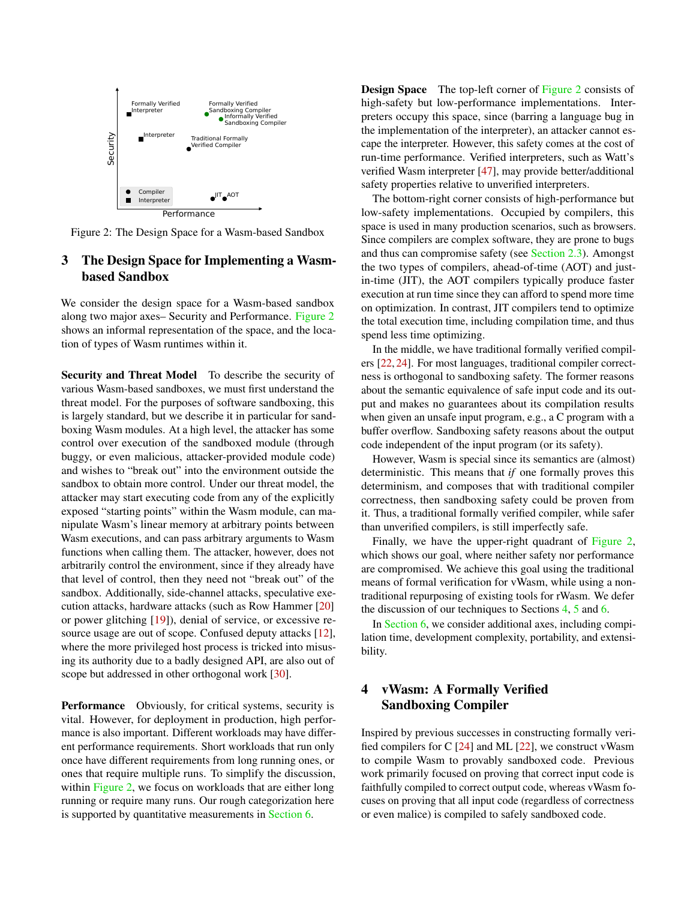Figure 2: The Design Space for a Wasm-based Sandbox

## 3 The Design Space for Implementing a Wasm-based Sandbox

We consider the design space for a Wasm-based sandbox along two major axes– Security and Performance. Figure 2 shows an informal representation of the space, and the location of types of Wasm runtimes within it.

**Security and Threat Model** To describe the security of various Wasm-based sandboxes, we must first understand the threat model. For the purposes of software sandboxing, this is largely standard, but we describe it in particular for sandboxing Wasm modules. At a high level, the attacker has some control over execution of the sandboxed module (through buggy, or even malicious, attacker-provided module code) and wishes to "break out" into the environment outside the sandbox to obtain more control. Under our threat model, the attacker may start executing code from any of the explicitly exposed "starting points" within the Wasm module, can manipulate Wasm's linear memory at arbitrary points between Wasm executions, and can pass arbitrary arguments to Wasm functions when calling them. The attacker, however, does not arbitrarily control the environment, since if they already have that level of control, then they need not "break out" of the sandbox. Additionally, side-channel attacks, speculative execution attacks, hardware attacks (such as Row Hammer [20] or power glitching [19]), denial of service, or excessive resource usage are out of scope. Confused deputy attacks [12], where the more privileged host process is tricked into misusing its authority due to a badly designed API, are also out of scope but addressed in other orthogonal work [30].

**Performance** Obviously, for critical systems, security is vital. However, for deployment in production, high performance is also important. Different workloads may have different performance requirements. Short workloads that run only once have different requirements from long running ones, or ones that require multiple runs. To simplify the discussion, within Figure 2, we focus on workloads that are either long running or require many runs. Our rough categorization here is supported by quantitative measurements in Section 6.

**Design Space** The top-left corner of Figure 2 consists of high-safety but low-performance implementations. Interpreters occupy this space, since (barring a language bug in the implementation of the interpreter), an attacker cannot escape the interpreter. However, this safety comes at the cost of run-time performance. Verified interpreters, such as Watt's verified Wasm interpreter [47], may provide better/additional safety properties relative to unverified interpreters.

The bottom-right corner consists of high-performance but low-safety implementations. Occupied by compilers, this space is used in many production scenarios, such as browsers. Since compilers are complex software, they are prone to bugs and thus can compromise safety (see Section 2.3). Amongst the two types of compilers, ahead-of-time (AOT) and just-in-time (JIT), the AOT compilers typically produce faster execution at run time since they can afford to spend more time on optimization. In contrast, JIT compilers tend to optimize the total execution time, including compilation time, and thus spend less time optimizing.

In the middle, we have traditional formally verified compilers [22, 24]. For most languages, traditional compiler correctness is orthogonal to sandboxing safety. The former reasons about the semantic equivalence of safe input code and its output and makes no guarantees about its compilation results when given an unsafe input program, e.g., a C program with a buffer overflow. Sandboxing safety reasons about the output code independent of the input program (or its safety).

However, Wasm is special since its semantics are (almost) deterministic. This means that *if* one formally proves this determinism, and composes that with traditional compiler correctness, then sandboxing safety could be proven from it. Thus, a traditional formally verified compiler, while safer than unverified compilers, is still imperfectly safe.

Finally, we have the upper-right quadrant of Figure 2, which shows our goal, where neither safety nor performance are compromised. We achieve this goal using the traditional means of formal verification for vWasm, while using a non-traditional repurposing of existing tools for rWasm. We defer the discussion of our techniques to Sections 4, 5 and 6.

In Section 6, we consider additional axes, including compilation time, development complexity, portability, and extensibility.

## 4 vWasm: A Formally Verified Sandboxing Compiler

Inspired by previous successes in constructing formally verified compilers for C [24] and ML [22], we construct vWasm to compile Wasm to provably sandboxed code. Previous work primarily focused on proving that correct input code is faithfully compiled to correct output code, whereas vWasm focuses on proving that all input code (regardless of correctness or even malice) is compiled to safely sandboxed code.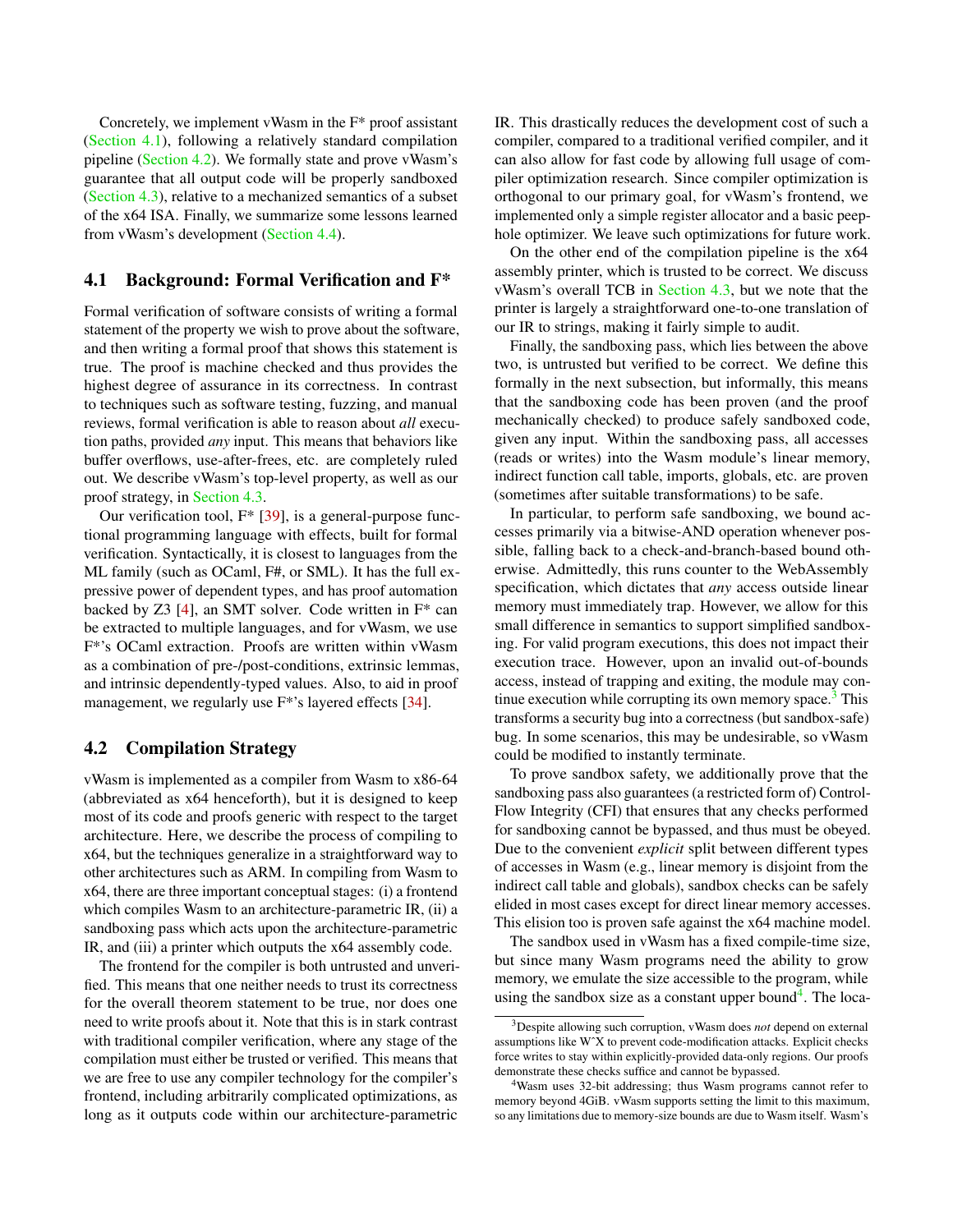Concretely, we implement vWasm in the F* proof assistant (Section 4.1), following a relatively standard compilation pipeline (Section 4.2). We formally state and prove vWasm's guarantee that all output code will be properly sandboxed (Section 4.3), relative to a mechanized semantics of a subset of the x64 ISA. Finally, we summarize some lessons learned from vWasm's development (Section 4.4).

## 4.1 Background: Formal Verification and F*

Formal verification of software consists of writing a formal statement of the property we wish to prove about the software, and then writing a formal proof that shows this statement is true. The proof is machine checked and thus provides the highest degree of assurance in its correctness. In contrast to techniques such as software testing, fuzzing, and manual reviews, formal verification is able to reason about *all* execution paths, provided *any* input. This means that behaviors like buffer overflows, use-after-frees, etc. are completely ruled out. We describe vWasm's top-level property, as well as our proof strategy, in Section 4.3.

Our verification tool, F* [39], is a general-purpose functional programming language with effects, built for formal verification. Syntactically, it is closest to languages from the ML family (such as OCaml, F#, or SML). It has the full expressive power of dependent types, and has proof automation backed by Z3 [4], an SMT solver. Code written in F* can be extracted to multiple languages, and for vWasm, we use F*'s OCaml extraction. Proofs are written within vWasm as a combination of pre-/post-conditions, extrinsic lemmas, and intrinsic dependently-typed values. Also, to aid in proof management, we regularly use F*'s layered effects [34].

## 4.2 Compilation Strategy

vWasm is implemented as a compiler from Wasm to x86-64 (abbreviated as x64 henceforth), but it is designed to keep most of its code and proofs generic with respect to the target architecture. Here, we describe the process of compiling to x64, but the techniques generalize in a straightforward way to other architectures such as ARM. In compiling from Wasm to x64, there are three important conceptual stages: (i) a frontend which compiles Wasm to an architecture-parametric IR, (ii) a sandboxing pass which acts upon the architecture-parametric IR, and (iii) a printer which outputs the x64 assembly code.

The frontend for the compiler is both untrusted and unverified. This means that one neither needs to trust its correctness for the overall theorem statement to be true, nor does one need to write proofs about it. Note that this is in stark contrast with traditional compiler verification, where any stage of the compilation must either be trusted or verified. This means that we are free to use any compiler technology for the compiler's frontend, including arbitrarily complicated optimizations, as long as it outputs code within our architecture-parametric IR. This drastically reduces the development cost of such a compiler, compared to a traditional verified compiler, and it can also allow for fast code by allowing full usage of compiler optimization research. Since compiler optimization is orthogonal to our primary goal, for vWasm's frontend, we implemented only a simple register allocator and a basic peephole optimizer. We leave such optimizations for future work.

On the other end of the compilation pipeline is the x64 assembly printer, which is trusted to be correct. We discuss vWasm's overall TCB in Section 4.3, but we note that the printer is largely a straightforward one-to-one translation of our IR to strings, making it fairly simple to audit.

Finally, the sandboxing pass, which lies between the above two, is untrusted but verified to be correct. We define this formally in the next subsection, but informally, this means that the sandboxing code has been proven (and the proof mechanically checked) to produce safely sandboxed code, given any input. Within the sandboxing pass, all accesses (reads or writes) into the Wasm module's linear memory, indirect function call table, imports, globals, etc. are proven (sometimes after suitable transformations) to be safe.

In particular, to perform safe sandboxing, we bound accesses primarily via a bitwise-AND operation whenever possible, falling back to a check-and-branch-based bound otherwise. Admittedly, this runs counter to the WebAssembly specification, which dictates that *any* access outside linear memory must immediately trap. However, we allow for this small difference in semantics to support simplified sandboxing. For valid program executions, this does not impact their execution trace. However, upon an invalid out-of-bounds access, instead of trapping and exiting, the module may continue execution while corrupting its own memory space.[3] This transforms a security bug into a correctness (but sandbox-safe) bug. In some scenarios, this may be undesirable, so vWasm could be modified to instantly terminate.

To prove sandbox safety, we additionally prove that the sandboxing pass also guarantees (a restricted form of) Control-Flow Integrity (CFI) that ensures that any checks performed for sandboxing cannot be bypassed, and thus must be obeyed. Due to the convenient *explicit* split between different types of accesses in Wasm (e.g., linear memory is disjoint from the indirect call table and globals), sandbox checks can be safely elided in most cases except for direct linear memory accesses. This elision too is proven safe against the x64 machine model.

The sandbox used in vWasm has a fixed compile-time size, but since many Wasm programs need the ability to grow memory, we emulate the size accessible to the program, while using the sandbox size as a constant upper bound[4]. The loca-

[3] Despite allowing such corruption, vWasm does *not* depend on external assumptions like W^X to prevent code-modification attacks. Explicit checks force writes to stay within explicitly-provided data-only regions. Our proofs demonstrate these checks suffice and cannot be bypassed.

[4] Wasm uses 32-bit addressing; thus Wasm programs cannot refer to memory beyond 4GiB. vWasm supports setting the limit to this maximum, so any limitations due to memory-size bounds are due to Wasm itself. Wasm's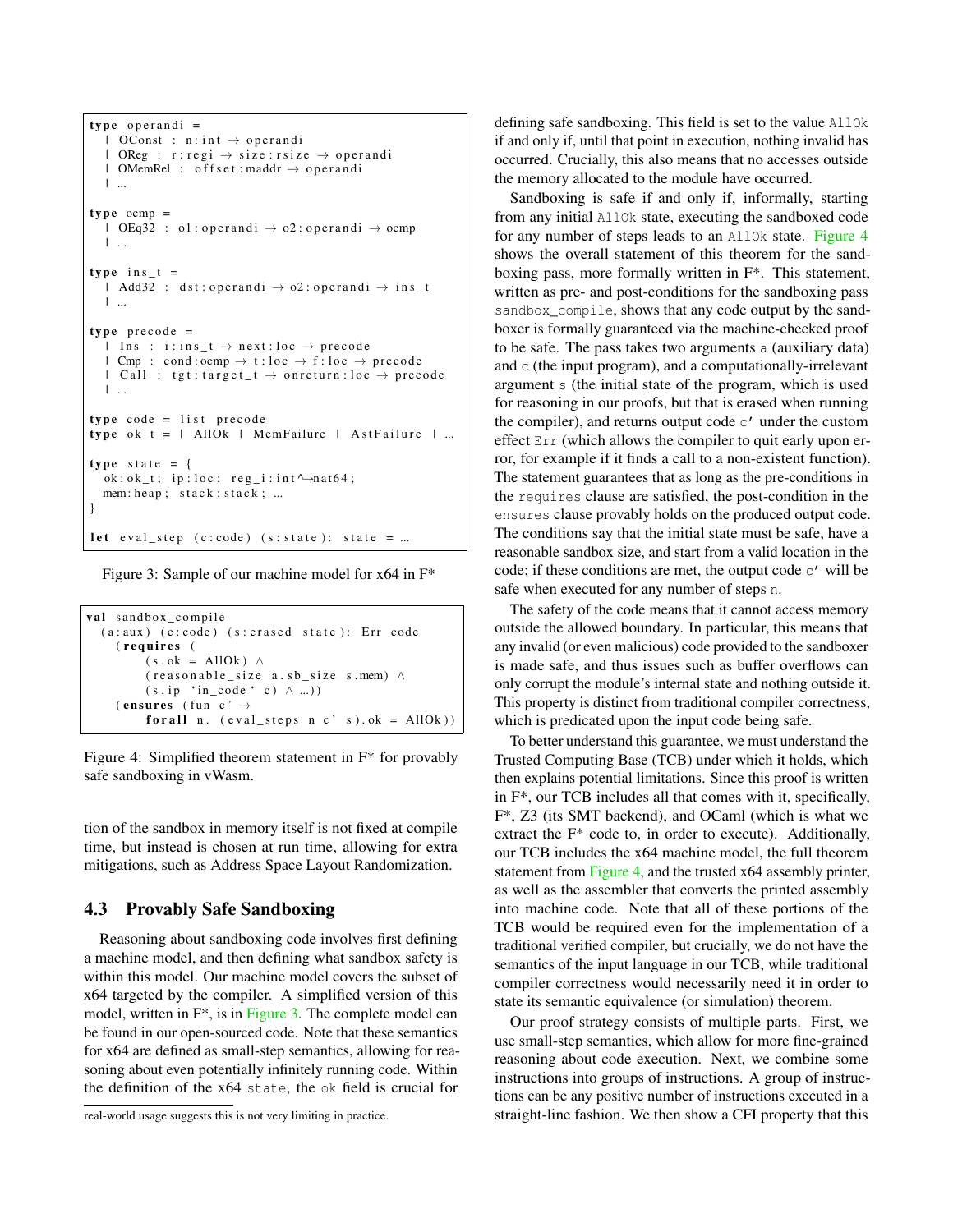```
type operandi =
  | OConst : n:int → operandi
  | OReg : r:regi → size:rsize → operandi
  | OMemRel : offset:maddr → operandi
  | ...

type ocmp =
  | OEq32 : o1:operandi → o2:operandi → ocmp
  | ...

type ins_t =
  | Add32 : dst:operandi → o2:operandi → ins_t
  | ...

type precode =
  | Ins : i:ins_t → next:loc → precode
  | Cmp : cond:ocmp → t:loc → f:loc → precode
  | Call : tgt:target_t → onreturn:loc → precode
  | ...

type code = list precode
type ok_t = | AllOk | MemFailure | AstFailure | ...

type state = {
  ok:ok_t; ip:loc; reg_i:int^→nat64;
  mem:heap; stack:stack; ...
}

let eval_step (c:code) (s:state): state = ...
```

Figure 3: Sample of our machine model for x64 in F*

```
val sandbox_compile
  (a:aux) (c:code) (s:erased state): Err code
    (requires (
        (s.ok = AllOk) ∧
        (reasonable_size a.sb_size s.mem) ∧
        (s.ip `in_code` c) ∧ ...))
    (ensures (fun c' →
        forall n. (eval_steps n c' s).ok = AllOk))
```

Figure 4: Simplified theorem statement in F* for provably safe sandboxing in vWasm.

tion of the sandbox in memory itself is not fixed at compile time, but instead is chosen at run time, allowing for extra mitigations, such as Address Space Layout Randomization.

### 4.3 Provably Safe Sandboxing

Reasoning about sandboxing code involves first defining a machine model, and then defining what sandbox safety is within this model. Our machine model covers the subset of x64 targeted by the compiler. A simplified version of this model, written in F*, is in Figure 3. The complete model can be found in our open-sourced code. Note that these semantics for x64 are defined as small-step semantics, allowing for reasoning about even potentially infinitely running code. Within the definition of the x64 `state`, the `ok` field is crucial for defining safe sandboxing. This field is set to the value `AllOk` if and only if, until that point in execution, nothing invalid has occurred. Crucially, this also means that no accesses outside the memory allocated to the module have occurred.

Sandboxing is safe if and only if, informally, starting from any initial `AllOk` state, executing the sandboxed code for any number of steps leads to an `AllOk` state. Figure 4 shows the overall statement of this theorem for the sandboxing pass, more formally written in F*. This statement, written as pre- and post-conditions for the sandboxing pass `sandbox_compile`, shows that any code output by the sandboxer is formally guaranteed via the machine-checked proof to be safe. The pass takes two arguments `a` (auxiliary data) and `c` (the input program), and a computationally-irrelevant argument `s` (the initial state of the program, which is used for reasoning in our proofs, but that is erased when running the compiler), and returns output code `c'` under the custom effect `Err` (which allows the compiler to quit early upon error, for example if it finds a call to a non-existent function). The statement guarantees that as long as the pre-conditions in the `requires` clause are satisfied, the post-condition in the `ensures` clause provably holds on the produced output code. The conditions say that the initial state must be safe, have a reasonable sandbox size, and start from a valid location in the code; if these conditions are met, the output code `c'` will be safe when executed for any number of steps `n`.

The safety of the code means that it cannot access memory outside the allowed boundary. In particular, this means that any invalid (or even malicious) code provided to the sandboxer is made safe, and thus issues such as buffer overflows can only corrupt the module's internal state and nothing outside it. This property is distinct from traditional compiler correctness, which is predicated upon the input code being safe.

To better understand this guarantee, we must understand the Trusted Computing Base (TCB) under which it holds, which then explains potential limitations. Since this proof is written in F*, our TCB includes all that comes with it, specifically, F*, Z3 (its SMT backend), and OCaml (which is what we extract the F* code to, in order to execute). Additionally, our TCB includes the x64 machine model, the full theorem statement from Figure 4, and the trusted x64 assembly printer, as well as the assembler that converts the printed assembly into machine code. Note that all of these portions of the TCB would be required even for the implementation of a traditional verified compiler, but crucially, we do not have the semantics of the input language in our TCB, while traditional compiler correctness would necessarily need it in order to state its semantic equivalence (or simulation) theorem.

Our proof strategy consists of multiple parts. First, we use small-step semantics, which allow for fine-grained reasoning about code execution. Next, we combine some instructions into groups of instructions. A group of instructions can be any positive number of instructions executed in a straight-line fashion. We then show a CFI property that this

---

real-world usage suggests this is not very limiting in practice.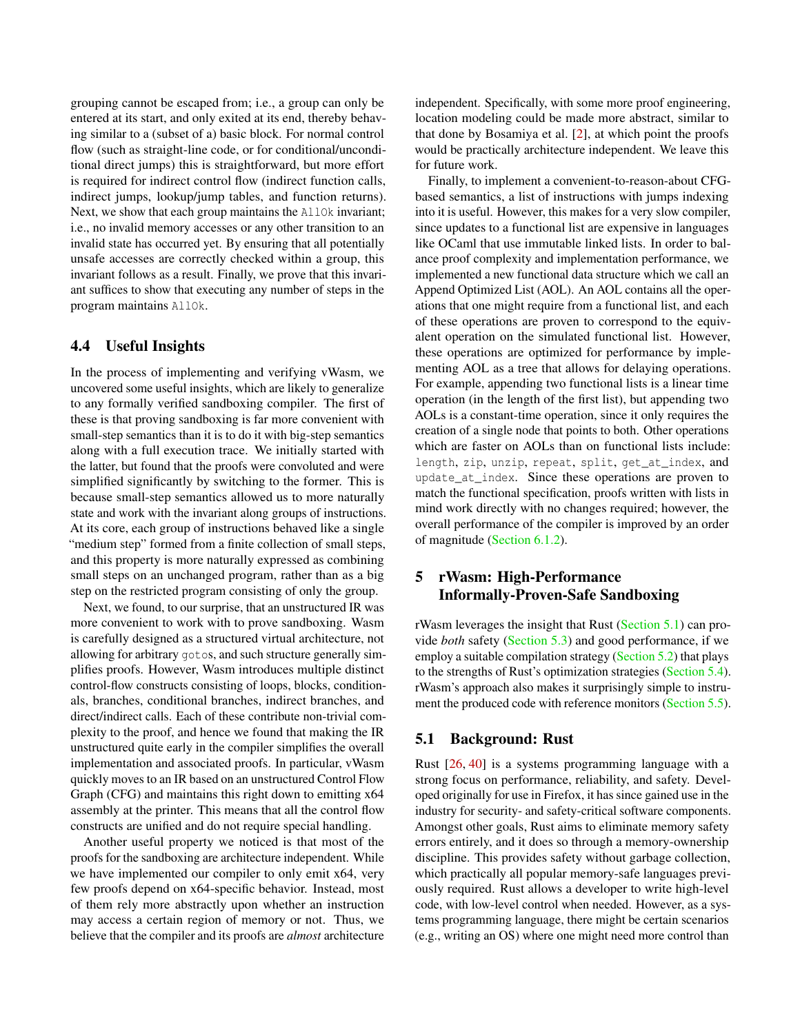grouping cannot be escaped from; i.e., a group can only be entered at its start, and only exited at its end, thereby behaving similar to a (subset of a) basic block. For normal control flow (such as straight-line code, or for conditional/unconditional direct jumps) this is straightforward, but more effort is required for indirect control flow (indirect function calls, indirect jumps, lookup/jump tables, and function returns). Next, we show that each group maintains the `AllOk` invariant; i.e., no invalid memory accesses or any other transition to an invalid state has occurred yet. By ensuring that all potentially unsafe accesses are correctly checked within a group, this invariant follows as a result. Finally, we prove that this invariant suffices to show that executing any number of steps in the program maintains `AllOk`.

## 4.4 Useful Insights

In the process of implementing and verifying vWasm, we uncovered some useful insights, which are likely to generalize to any formally verified sandboxing compiler. The first of these is that proving sandboxing is far more convenient with small-step semantics than it is to do it with big-step semantics along with a full execution trace. We initially started with the latter, but found that the proofs were convoluted and were simplified significantly by switching to the former. This is because small-step semantics allowed us to more naturally state and work with the invariant along groups of instructions. At its core, each group of instructions behaved like a single "medium step" formed from a finite collection of small steps, and this property is more naturally expressed as combining small steps on an unchanged program, rather than as a big step on the restricted program consisting of only the group.

Next, we found, to our surprise, that an unstructured IR was more convenient to work with to prove sandboxing. Wasm is carefully designed as a structured virtual architecture, not allowing for arbitrary `goto`s, and such structure generally simplifies proofs. However, Wasm introduces multiple distinct control-flow constructs consisting of loops, blocks, conditionals, branches, conditional branches, indirect branches, and direct/indirect calls. Each of these contribute non-trivial complexity to the proof, and hence we found that making the IR unstructured quite early in the compiler simplifies the overall implementation and associated proofs. In particular, vWasm quickly moves to an IR based on an unstructured Control Flow Graph (CFG) and maintains this right down to emitting x64 assembly at the printer. This means that all the control flow constructs are unified and do not require special handling.

Another useful property we noticed is that most of the proofs for the sandboxing are architecture independent. While we have implemented our compiler to only emit x64, very few proofs depend on x64-specific behavior. Instead, most of them rely more abstractly upon whether an instruction may access a certain region of memory or not. Thus, we believe that the compiler and its proofs are *almost* architecture independent. Specifically, with some more proof engineering, location modeling could be made more abstract, similar to that done by Bosamiya et al. [2], at which point the proofs would be practically architecture independent. We leave this for future work.

Finally, to implement a convenient-to-reason-about CFG-based semantics, a list of instructions with jumps indexing into it is useful. However, this makes for a very slow compiler, since updates to a functional list are expensive in languages like OCaml that use immutable linked lists. In order to balance proof complexity and implementation performance, we implemented a new functional data structure which we call an Append Optimized List (AOL). An AOL contains all the operations that one might require from a functional list, and each of these operations are proven to correspond to the equivalent operation on the simulated functional list. However, these operations are optimized for performance by implementing AOL as a tree that allows for delaying operations. For example, appending two functional lists is a linear time operation (in the length of the first list), but appending two AOLs is a constant-time operation, since it only requires the creation of a single node that points to both. Other operations which are faster on AOLs than on functional lists include: `length`, `zip`, `unzip`, `repeat`, `split`, `get_at_index`, and `update_at_index`. Since these operations are proven to match the functional specification, proofs written with lists in mind work directly with no changes required; however, the overall performance of the compiler is improved by an order of magnitude (Section 6.1.2).

# 5 rWasm: High-Performance Informally-Proven-Safe Sandboxing

rWasm leverages the insight that Rust (Section 5.1) can provide *both* safety (Section 5.3) and good performance, if we employ a suitable compilation strategy (Section 5.2) that plays to the strengths of Rust's optimization strategies (Section 5.4). rWasm's approach also makes it surprisingly simple to instrument the produced code with reference monitors (Section 5.5).

## 5.1 Background: Rust

Rust [26, 40] is a systems programming language with a strong focus on performance, reliability, and safety. Developed originally for use in Firefox, it has since gained use in the industry for security- and safety-critical software components. Amongst other goals, Rust aims to eliminate memory safety errors entirely, and it does so through a memory-ownership discipline. This provides safety without garbage collection, which practically all popular memory-safe languages previously required. Rust allows a developer to write high-level code, with low-level control when needed. However, as a systems programming language, there might be certain scenarios (e.g., writing an OS) where one might need more control than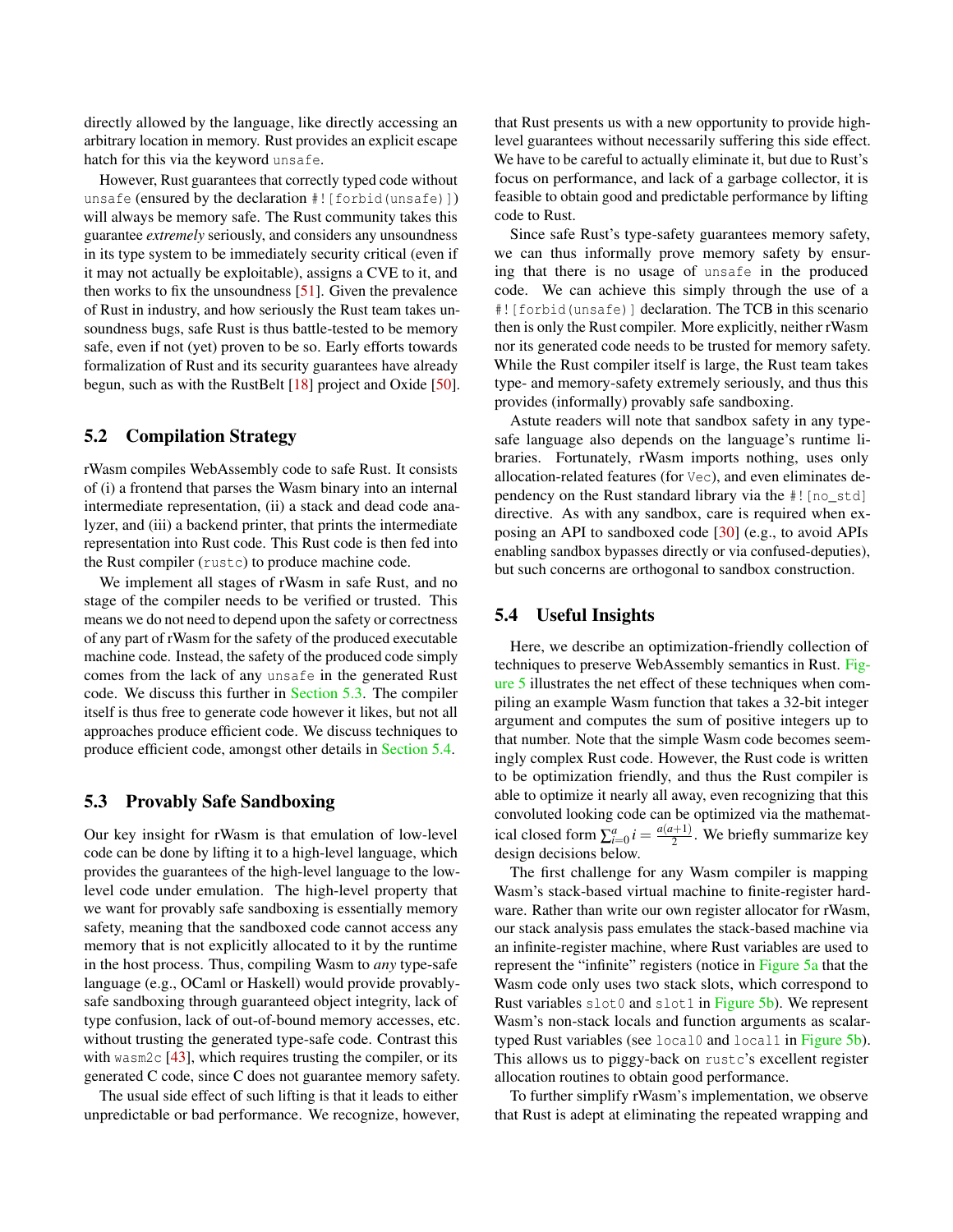directly allowed by the language, like directly accessing an arbitrary location in memory. Rust provides an explicit escape hatch for this via the keyword `unsafe`.

However, Rust guarantees that correctly typed code without `unsafe` (ensured by the declaration `#![forbid(unsafe)]`) will always be memory safe. The Rust community takes this guarantee *extremely* seriously, and considers any unsoundness in its type system to be immediately security critical (even if it may not actually be exploitable), assigns a CVE to it, and then works to fix the unsoundness [51]. Given the prevalence of Rust in industry, and how seriously the Rust team takes unsoundness bugs, safe Rust is thus battle-tested to be memory safe, even if not (yet) proven to be so. Early efforts towards formalization of Rust and its security guarantees have already begun, such as with the RustBelt [18] project and Oxide [50].

## 5.2 Compilation Strategy

rWasm compiles WebAssembly code to safe Rust. It consists of (i) a frontend that parses the Wasm binary into an internal intermediate representation, (ii) a stack and dead code analyzer, and (iii) a backend printer, that prints the intermediate representation into Rust code. This Rust code is then fed into the Rust compiler (`rustc`) to produce machine code.

We implement all stages of rWasm in safe Rust, and no stage of the compiler needs to be verified or trusted. This means we do not need to depend upon the safety or correctness of any part of rWasm for the safety of the produced executable machine code. Instead, the safety of the produced code simply comes from the lack of any `unsafe` in the generated Rust code. We discuss this further in Section 5.3. The compiler itself is thus free to generate code however it likes, but not all approaches produce efficient code. We discuss techniques to produce efficient code, amongst other details in Section 5.4.

## 5.3 Provably Safe Sandboxing

Our key insight for rWasm is that emulation of low-level code can be done by lifting it to a high-level language, which provides the guarantees of the high-level language to the low-level code under emulation. The high-level property that we want for provably safe sandboxing is essentially memory safety, meaning that the sandboxed code cannot access any memory that is not explicitly allocated to it by the runtime in the host process. Thus, compiling Wasm to *any* type-safe language (e.g., OCaml or Haskell) would provide provably-safe sandboxing through guaranteed object integrity, lack of type confusion, lack of out-of-bound memory accesses, etc. without trusting the generated type-safe code. Contrast this with `wasm2c` [43], which requires trusting the compiler, or its generated C code, since C does not guarantee memory safety.

The usual side effect of such lifting is that it leads to either unpredictable or bad performance. We recognize, however, that Rust presents us with a new opportunity to provide high-level guarantees without necessarily suffering this side effect. We have to be careful to actually eliminate it, but due to Rust's focus on performance, and lack of a garbage collector, it is feasible to obtain good and predictable performance by lifting code to Rust.

Since safe Rust's type-safety guarantees memory safety, we can thus informally prove memory safety by ensuring that there is no usage of `unsafe` in the produced code. We can achieve this simply through the use of a `#![forbid(unsafe)]` declaration. The TCB in this scenario then is only the Rust compiler. More explicitly, neither rWasm nor its generated code needs to be trusted for memory safety. While the Rust compiler itself is large, the Rust team takes type- and memory-safety extremely seriously, and thus this provides (informally) provably safe sandboxing.

Astute readers will note that sandbox safety in any type-safe language also depends on the language's runtime libraries. Fortunately, rWasm imports nothing, uses only allocation-related features (for `Vec`), and even eliminates dependency on the Rust standard library via the `#![no_std]` directive. As with any sandbox, care is required when exposing an API to sandboxed code [30] (e.g., to avoid APIs enabling sandbox bypasses directly or via confused-deputies), but such concerns are orthogonal to sandbox construction.

## 5.4 Useful Insights

Here, we describe an optimization-friendly collection of techniques to preserve WebAssembly semantics in Rust. Figure 5 illustrates the net effect of these techniques when compiling an example Wasm function that takes a 32-bit integer argument and computes the sum of positive integers up to that number. Note that the simple Wasm code becomes seemingly complex Rust code. However, the Rust code is written to be optimization friendly, and thus the Rust compiler is able to optimize it nearly all away, even recognizing that this convoluted looking code can be optimized via the mathematical closed form $\sum_{i=0}^{a} i = \frac{a(a+1)}{2}$. We briefly summarize key design decisions below.

The first challenge for any Wasm compiler is mapping Wasm's stack-based virtual machine to finite-register hardware. Rather than write our own register allocator for rWasm, our stack analysis pass emulates the stack-based machine via an infinite-register machine, where Rust variables are used to represent the "infinite" registers (notice in Figure 5a that the Wasm code only uses two stack slots, which correspond to Rust variables `slot0` and `slot1` in Figure 5b). We represent Wasm's non-stack locals and function arguments as scalar-typed Rust variables (see `local0` and `local1` in Figure 5b). This allows us to piggy-back on `rustc`'s excellent register allocation routines to obtain good performance.

To further simplify rWasm's implementation, we observe that Rust is adept at eliminating the repeated wrapping and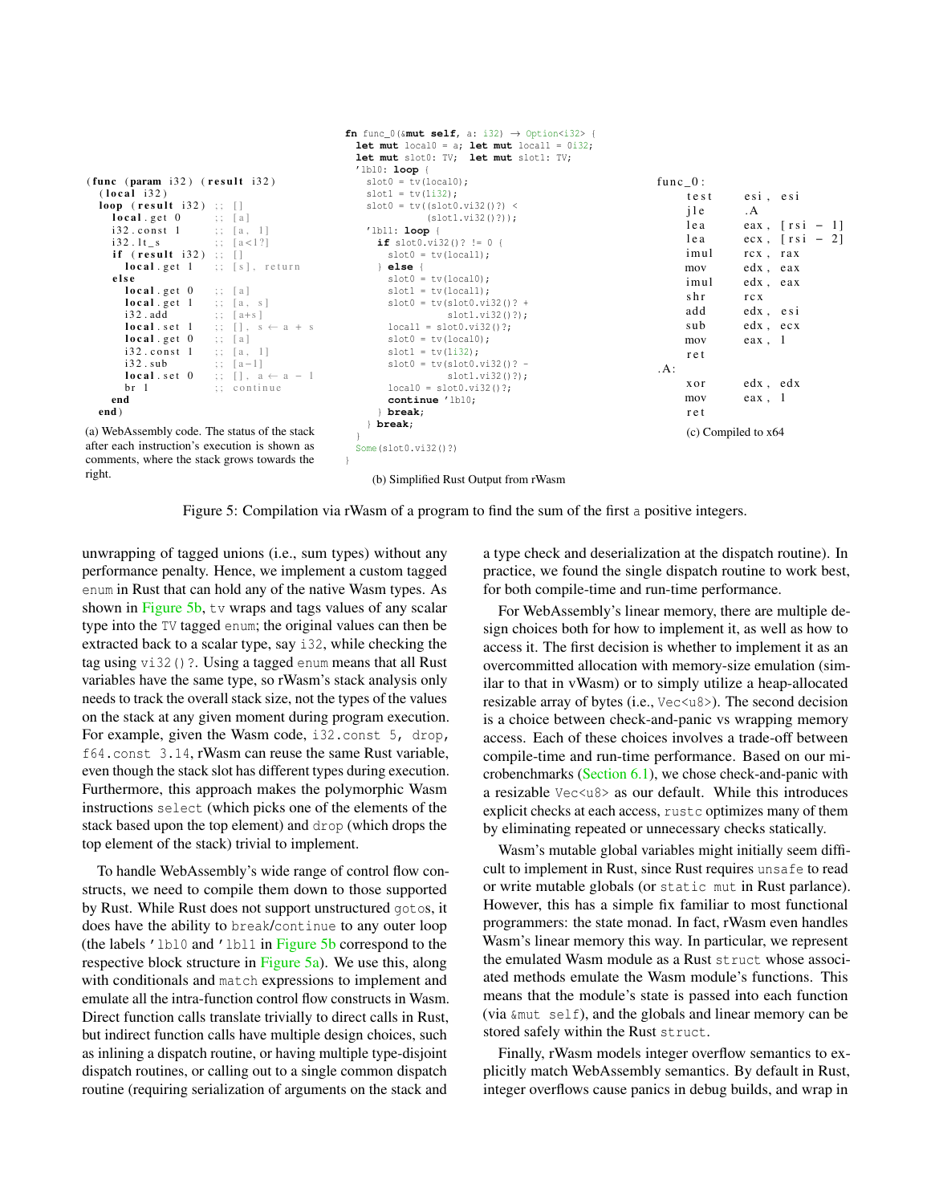```
(func (param i32) (result i32)
  (local i32)
  loop (result i32) ;; []
    local.get 0     ;; [a]
    i32.const 1     ;; [a, 1]
    i32.lt_s        ;; [a<1?]
    if (result i32) ;; []
      local.get 1   ;; [s], return
    else
      local.get 0   ;; [a]
      local.get 1   ;; [a, s]
      i32.add       ;; [a+s]
      local.set 1   ;; [], s ← a + s
      local.get 0   ;; [a]
      i32.const 1   ;; [a, 1]
      i32.sub       ;; [a-1]
      local.set 0   ;; [], a ← a - 1
      br 1          ;; continue
    end
  end)
```

(a) WebAssembly code. The status of the stack after each instruction's execution is shown as comments, where the stack grows towards the right.

```
fn func_0(&mut self, a: i32) → Option<i32> {
  let mut local0 = a; let mut local1 = 0i32;
  let mut slot0: TV; let mut slot1: TV;
  'lbl0: loop {
    slot0 = tv(local0);
    slot1 = tv(1i32);
    slot0 = tv((slot0.vi32()?) <
               (slot1.vi32()?));
    'lbl1: loop {
      if slot0.vi32()? != 0 {
        slot0 = tv(local1);
      } else {
        slot0 = tv(local0);
        slot1 = tv(local1);
        slot0 = tv(slot0.vi32()? +
                   slot1.vi32()?);
        local1 = slot0.vi32()?;
        slot0 = tv(local0);
        slot1 = tv(1i32);
        slot0 = tv(slot0.vi32()? -
                   slot1.vi32()?);
        local0 = slot0.vi32()?;
        continue 'lbl0;
      } break;
    } break;
  }
  Some(slot0.vi32()?)
}
```

(b) Simplified Rust Output from rWasm

```
func_0:
        test    esi, esi
        jle     .A
        lea     eax, [rsi - 1]
        lea     ecx, [rsi - 2]
        imul    rcx, rax
        mov     edx, eax
        imul    edx, eax
        shr     rcx
        add     edx, esi
        sub     edx, ecx
        mov     eax, 1
        ret
.A:
        xor     edx, edx
        mov     eax, 1
        ret
```

(c) Compiled to x64

Figure 5: Compilation via rWasm of a program to find the sum of the first a positive integers.

unwrapping of tagged unions (i.e., sum types) without any performance penalty. Hence, we implement a custom tagged `enum` in Rust that can hold any of the native Wasm types. As shown in Figure 5b, `tv` wraps and tags values of any scalar type into the `TV` tagged `enum`; the original values can then be extracted back to a scalar type, say `i32`, while checking the tag using `vi32()?`. Using a tagged `enum` means that all Rust variables have the same type, so rWasm's stack analysis only needs to track the overall stack size, not the types of the values on the stack at any given moment during program execution. For example, given the Wasm code, `i32.const 5, drop, f64.const 3.14`, rWasm can reuse the same Rust variable, even though the stack slot has different types during execution. Furthermore, this approach makes the polymorphic Wasm instructions `select` (which picks one of the elements of the stack based upon the top element) and `drop` (which drops the top element of the stack) trivial to implement.

To handle WebAssembly's wide range of control flow constructs, we need to compile them down to those supported by Rust. While Rust does not support unstructured `goto`s, it does have the ability to `break`/`continue` to any outer loop (the labels `'lbl0` and `'lbl1` in Figure 5b correspond to the respective block structure in Figure 5a). We use this, along with conditionals and `match` expressions to implement and emulate all the intra-function control flow constructs in Wasm. Direct function calls translate trivially to direct calls in Rust, but indirect function calls have multiple design choices, such as inlining a dispatch routine, or having multiple type-disjoint dispatch routines, or calling out to a single common dispatch routine (requiring serialization of arguments on the stack and a type check and deserialization at the dispatch routine). In practice, we found the single dispatch routine to work best, for both compile-time and run-time performance.

For WebAssembly's linear memory, there are multiple design choices both for how to implement it, as well as how to access it. The first decision is whether to implement it as an overcommitted allocation with memory-size emulation (similar to that in vWasm) or to simply utilize a heap-allocated resizable array of bytes (i.e., `Vec<u8>`). The second decision is a choice between check-and-panic vs wrapping memory access. Each of these choices involves a trade-off between compile-time and run-time performance. Based on our microbenchmarks (Section 6.1), we chose check-and-panic with a resizable `Vec<u8>` as our default. While this introduces explicit checks at each access, `rustc` optimizes many of them by eliminating repeated or unnecessary checks statically.

Wasm's mutable global variables might initially seem difficult to implement in Rust, since Rust requires `unsafe` to read or write mutable globals (or `static mut` in Rust parlance). However, this has a simple fix familiar to most functional programmers: the state monad. In fact, rWasm even handles Wasm's linear memory this way. In particular, we represent the emulated Wasm module as a Rust `struct` whose associated methods emulate the Wasm module's functions. This means that the module's state is passed into each function (via `&mut self`), and the globals and linear memory can be stored safely within the Rust `struct`.

Finally, rWasm models integer overflow semantics to explicitly match WebAssembly semantics. By default in Rust, integer overflows cause panics in debug builds, and wrap in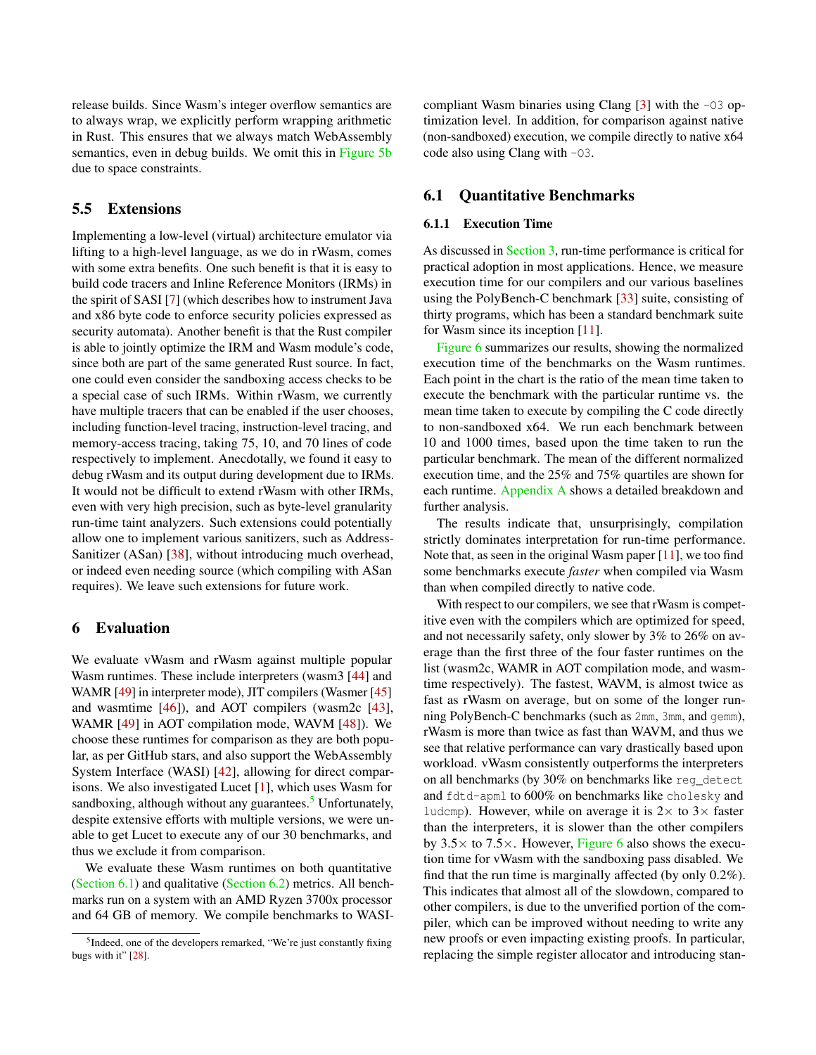release builds. Since Wasm's integer overflow semantics are to always wrap, we explicitly perform wrapping arithmetic in Rust. This ensures that we always match WebAssembly semantics, even in debug builds. We omit this in Figure 5b due to space constraints.

## 5.5 Extensions

Implementing a low-level (virtual) architecture emulator via lifting to a high-level language, as we do in rWasm, comes with some extra benefits. One such benefit is that it is easy to build code tracers and Inline Reference Monitors (IRMs) in the spirit of SASI [7] (which describes how to instrument Java and x86 byte code to enforce security policies expressed as security automata). Another benefit is that the Rust compiler is able to jointly optimize the IRM and Wasm module's code, since both are part of the same generated Rust source. In fact, one could even consider the sandboxing access checks to be a special case of such IRMs. Within rWasm, we currently have multiple tracers that can be enabled if the user chooses, including function-level tracing, instruction-level tracing, and memory-access tracing, taking 75, 10, and 70 lines of code respectively to implement. Anecdotally, we found it easy to debug rWasm and its output during development due to IRMs. It would not be difficult to extend rWasm with other IRMs, even with very high precision, such as byte-level granularity run-time taint analyzers. Such extensions could potentially allow one to implement various sanitizers, such as Address-Sanitizer (ASan) [38], without introducing much overhead, or indeed even needing source (which compiling with ASan requires). We leave such extensions for future work.

# 6 Evaluation

We evaluate vWasm and rWasm against multiple popular Wasm runtimes. These include interpreters (wasm3 [44] and WAMR [49] in interpreter mode), JIT compilers (Wasmer [45] and wasmtime [46]), and AOT compilers (wasm2c [43], WAMR [49] in AOT compilation mode, WAVM [48]). We choose these runtimes for comparison as they are both popular, as per GitHub stars, and also support the WebAssembly System Interface (WASI) [42], allowing for direct comparisons. We also investigated Lucet [1], which uses Wasm for sandboxing, although without any guarantees.[5] Unfortunately, despite extensive efforts with multiple versions, we were unable to get Lucet to execute any of our 30 benchmarks, and thus we exclude it from comparison.

We evaluate these Wasm runtimes on both quantitative (Section 6.1) and qualitative (Section 6.2) metrics. All benchmarks run on a system with an AMD Ryzen 3700x processor and 64 GB of memory. We compile benchmarks to WASI-compliant Wasm binaries using Clang [3] with the `-O3` optimization level. In addition, for comparison against native (non-sandboxed) execution, we compile directly to native x64 code also using Clang with `-O3`.

[5] Indeed, one of the developers remarked, "We're just constantly fixing bugs with it" [28].

## 6.1 Quantitative Benchmarks

### 6.1.1 Execution Time

As discussed in Section 3, run-time performance is critical for practical adoption in most applications. Hence, we measure execution time for our compilers and our various baselines using the PolyBench-C benchmark [33] suite, consisting of thirty programs, which has been a standard benchmark suite for Wasm since its inception [11].

Figure 6 summarizes our results, showing the normalized execution time of the benchmarks on the Wasm runtimes. Each point in the chart is the ratio of the mean time taken to execute the benchmark with the particular runtime vs. the mean time taken to execute by compiling the C code directly to non-sandboxed x64. We run each benchmark between 10 and 1000 times, based upon the time taken to run the particular benchmark. The mean of the different normalized execution time, and the 25% and 75% quartiles are shown for each runtime. Appendix A shows a detailed breakdown and further analysis.

The results indicate that, unsurprisingly, compilation strictly dominates interpretation for run-time performance. Note that, as seen in the original Wasm paper [11], we too find some benchmarks execute *faster* when compiled via Wasm than when compiled directly to native code.

With respect to our compilers, we see that rWasm is competitive even with the compilers which are optimized for speed, and not necessarily safety, only slower by 3% to 26% on average than the first three of the four faster runtimes on the list (wasm2c, WAMR in AOT compilation mode, and wasmtime respectively). The fastest, WAVM, is almost twice as fast as rWasm on average, but on some of the longer running PolyBench-C benchmarks (such as `2mm`, `3mm`, and `gemm`), rWasm is more than twice as fast than WAVM, and thus we see that relative performance can vary drastically based upon workload. vWasm consistently outperforms the interpreters on all benchmarks (by 30% on benchmarks like `reg_detect` and `fdtd-apml` to 600% on benchmarks like `cholesky` and `ludcmp`). However, while on average it is $2\times$ to $3\times$ faster than the interpreters, it is slower than the other compilers by $3.5\times$ to $7.5\times$. However, Figure 6 also shows the execution time for vWasm with the sandboxing pass disabled. We find that the run time is marginally affected (by only 0.2%). This indicates that almost all of the slowdown, compared to other compilers, is due to the unverified portion of the compiler, which can be improved without needing to write any new proofs or even impacting existing proofs. In particular, replacing the simple register allocator and introducing stan-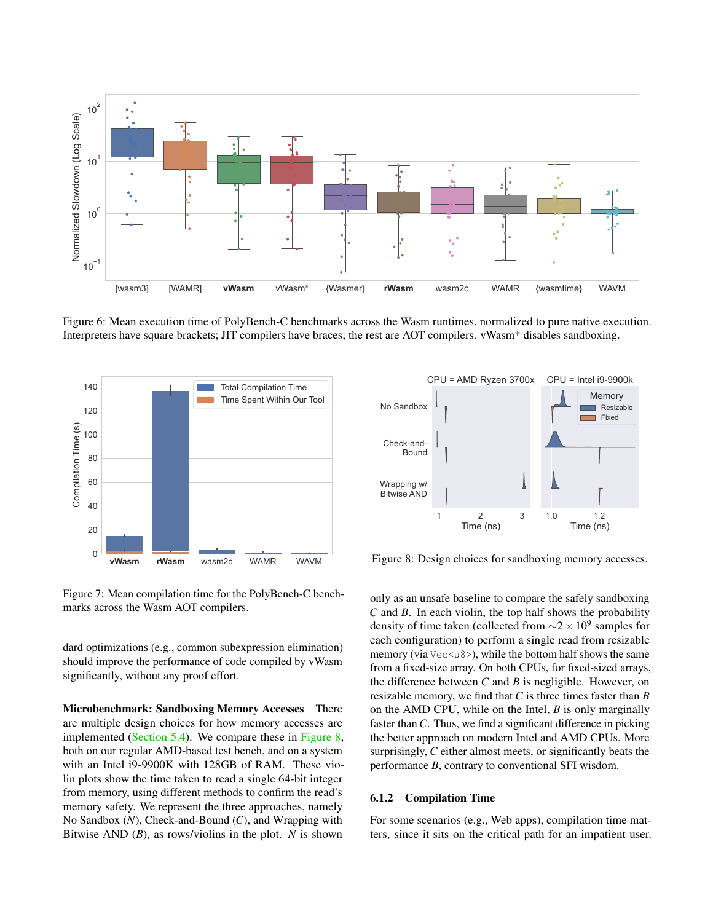Figure 6: Mean execution time of PolyBench-C benchmarks across the Wasm runtimes, normalized to pure native execution. Interpreters have square brackets; JIT compilers have braces; the rest are AOT compilers. vWasm* disables sandboxing.

Figure 7: Mean compilation time for the PolyBench-C benchmarks across the Wasm AOT compilers.

Figure 8: Design choices for sandboxing memory accesses.

dard optimizations (e.g., common subexpression elimination) should improve the performance of code compiled by vWasm significantly, without any proof effort.

**Microbenchmark: Sandboxing Memory Accesses** There are multiple design choices for how memory accesses are implemented (Section 5.4). We compare these in Figure 8, both on our regular AMD-based test bench, and on a system with an Intel i9-9900K with 128GB of RAM. These violin plots show the time taken to read a single 64-bit integer from memory, using different methods to confirm the read's memory safety. We represent the three approaches, namely No Sandbox ($N$), Check-and-Bound ($C$), and Wrapping with Bitwise AND ($B$), as rows/violins in the plot. $N$ is shown only as an unsafe baseline to compare the safely sandboxing $C$ and $B$. In each violin, the top half shows the probability density of time taken (collected from $\sim 2 \times 10^9$ samples for each configuration) to perform a single read from resizable memory (via `Vec<u8>`), while the bottom half shows the same from a fixed-size array. On both CPUs, for fixed-sized arrays, the difference between $C$ and $B$ is negligible. However, on resizable memory, we find that $C$ is three times faster than $B$ on the AMD CPU, while on the Intel, $B$ is only marginally faster than $C$. Thus, we find a significant difference in picking the better approach on modern Intel and AMD CPUs. More surprisingly, $C$ either almost meets, or significantly beats the performance $B$, contrary to conventional SFI wisdom.

### 6.1.2 Compilation Time

For some scenarios (e.g., Web apps), compilation time matters, since it sits on the critical path for an impatient user.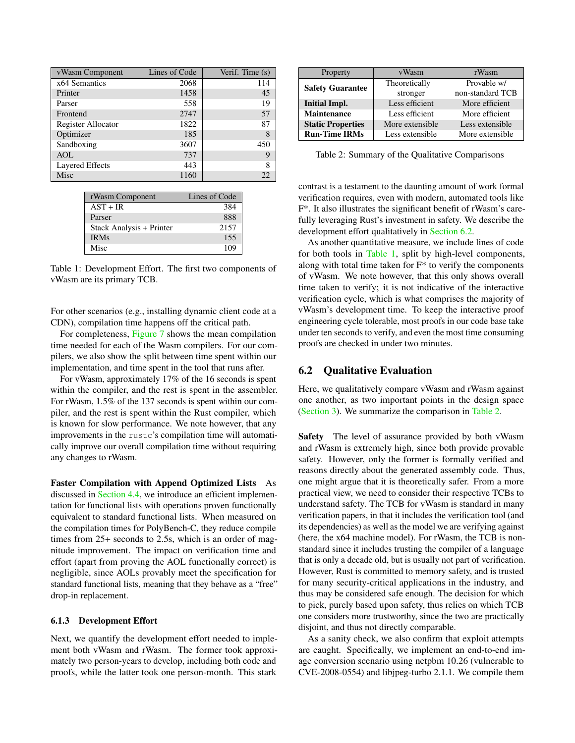| vWasm Component | Lines of Code | Verif. Time (s) |
|---|---|---|
| x64 Semantics | 2068 | 114 |
| Printer | 1458 | 45 |
| Parser | 558 | 19 |
| Frontend | 2747 | 57 |
| Register Allocator | 1822 | 87 |
| Optimizer | 185 | 8 |
| Sandboxing | 3607 | 450 |
| AOL | 737 | 9 |
| Layered Effects | 443 | 8 |
| Misc | 1160 | 22 |

| rWasm Component | Lines of Code |
|---|---|
| AST + IR | 384 |
| Parser | 888 |
| Stack Analysis + Printer | 2157 |
| IRMs | 155 |
| Misc | 109 |

Table 1: Development Effort. The first two components of vWasm are its primary TCB.

For other scenarios (e.g., installing dynamic client code at a CDN), compilation time happens off the critical path.

For completeness, Figure 7 shows the mean compilation time needed for each of the Wasm compilers. For our compilers, we also show the split between time spent within our implementation, and time spent in the tool that runs after.

For vWasm, approximately 17% of the 16 seconds is spent within the compiler, and the rest is spent in the assembler. For rWasm, 1.5% of the 137 seconds is spent within our compiler, and the rest is spent within the Rust compiler, which is known for slow performance. We note however, that any improvements in the `rustc`'s compilation time will automatically improve our overall compilation time without requiring any changes to rWasm.

**Faster Compilation with Append Optimized Lists** As discussed in Section 4.4, we introduce an efficient implementation for functional lists with operations proven functionally equivalent to standard functional lists. When measured on the compilation times for PolyBench-C, they reduce compile times from 25+ seconds to 2.5s, which is an order of magnitude improvement. The impact on verification time and effort (apart from proving the AOL functionally correct) is negligible, since AOLs provably meet the specification for standard functional lists, meaning that they behave as a "free" drop-in replacement.

### 6.1.3 Development Effort

Next, we quantify the development effort needed to implement both vWasm and rWasm. The former took approximately two person-years to develop, including both code and proofs, while the latter took one person-month. This stark contrast is a testament to the daunting amount of work formal verification requires, even with modern, automated tools like F*. It also illustrates the significant benefit of rWasm's carefully leveraging Rust's investment in safety. We describe the development effort qualitatively in Section 6.2.

As another quantitative measure, we include lines of code for both tools in Table 1, split by high-level components, along with total time taken for F* to verify the components of vWasm. We note however, that this only shows overall time taken to verify; it is not indicative of the interactive verification cycle, which is what comprises the majority of vWasm's development time. To keep the interactive proof engineering cycle tolerable, most proofs in our code base take under ten seconds to verify, and even the most time consuming proofs are checked in under two minutes.

| Property | vWasm | rWasm |
|---|---|---|
| **Safety Guarantee** | Theoretically stronger | Provable w/ non-standard TCB |
| **Initial Impl.** | Less efficient | More efficient |
| **Maintenance** | Less efficient | More efficient |
| **Static Properties** | More extensible | Less extensible |
| **Run-Time IRMs** | Less extensible | More extensible |

Table 2: Summary of the Qualitative Comparisons

## 6.2 Qualitative Evaluation

Here, we qualitatively compare vWasm and rWasm against one another, as two important points in the design space (Section 3). We summarize the comparison in Table 2.

**Safety** The level of assurance provided by both vWasm and rWasm is extremely high, since both provide provable safety. However, only the former is formally verified and reasons directly about the generated assembly code. Thus, one might argue that it is theoretically safer. From a more practical view, we need to consider their respective TCBs to understand safety. The TCB for vWasm is standard in many verification papers, in that it includes the verification tool (and its dependencies) as well as the model we are verifying against (here, the x64 machine model). For rWasm, the TCB is non-standard since it includes trusting the compiler of a language that is only a decade old, but is usually not part of verification. However, Rust is committed to memory safety, and is trusted for many security-critical applications in the industry, and thus may be considered safe enough. The decision for which to pick, purely based upon safety, thus relies on which TCB one considers more trustworthy, since the two are practically disjoint, and thus not directly comparable.

As a sanity check, we also confirm that exploit attempts are caught. Specifically, we implement an end-to-end image conversion scenario using netpbm 10.26 (vulnerable to CVE-2008-0554) and libjpeg-turbo 2.1.1. We compile them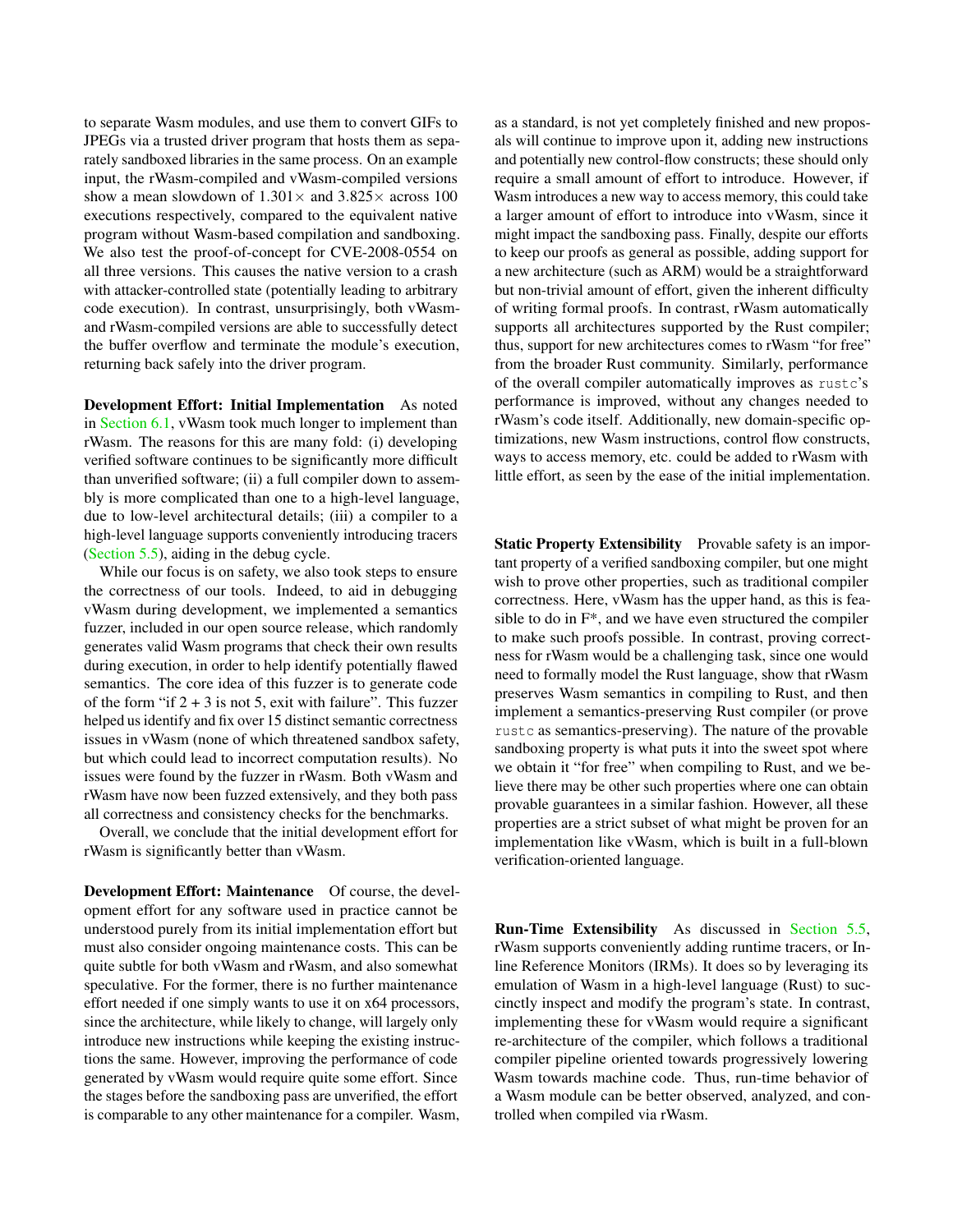to separate Wasm modules, and use them to convert GIFs to JPEGs via a trusted driver program that hosts them as separately sandboxed libraries in the same process. On an example input, the rWasm-compiled and vWasm-compiled versions show a mean slowdown of $1.301\times$ and $3.825\times$ across 100 executions respectively, compared to the equivalent native program without Wasm-based compilation and sandboxing. We also test the proof-of-concept for CVE-2008-0554 on all three versions. This causes the native version to a crash with attacker-controlled state (potentially leading to arbitrary code execution). In contrast, unsurprisingly, both vWasm- and rWasm-compiled versions are able to successfully detect the buffer overflow and terminate the module's execution, returning back safely into the driver program.

**Development Effort: Initial Implementation** As noted in Section 6.1, vWasm took much longer to implement than rWasm. The reasons for this are many fold: (i) developing verified software continues to be significantly more difficult than unverified software; (ii) a full compiler down to assembly is more complicated than one to a high-level language, due to low-level architectural details; (iii) a compiler to a high-level language supports conveniently introducing tracers (Section 5.5), aiding in the debug cycle.

While our focus is on safety, we also took steps to ensure the correctness of our tools. Indeed, to aid in debugging vWasm during development, we implemented a semantics fuzzer, included in our open source release, which randomly generates valid Wasm programs that check their own results during execution, in order to help identify potentially flawed semantics. The core idea of this fuzzer is to generate code of the form "if 2 + 3 is not 5, exit with failure". This fuzzer helped us identify and fix over 15 distinct semantic correctness issues in vWasm (none of which threatened sandbox safety, but which could lead to incorrect computation results). No issues were found by the fuzzer in rWasm. Both vWasm and rWasm have now been fuzzed extensively, and they both pass all correctness and consistency checks for the benchmarks.

Overall, we conclude that the initial development effort for rWasm is significantly better than vWasm.

**Development Effort: Maintenance** Of course, the development effort for any software used in practice cannot be understood purely from its initial implementation effort but must also consider ongoing maintenance costs. This can be quite subtle for both vWasm and rWasm, and also somewhat speculative. For the former, there is no further maintenance effort needed if one simply wants to use it on x64 processors, since the architecture, while likely to change, will largely only introduce new instructions while keeping the existing instructions the same. However, improving the performance of code generated by vWasm would require quite some effort. Since the stages before the sandboxing pass are unverified, the effort is comparable to any other maintenance for a compiler. Wasm, as a standard, is not yet completely finished and new proposals will continue to improve upon it, adding new instructions and potentially new control-flow constructs; these should only require a small amount of effort to introduce. However, if Wasm introduces a new way to access memory, this could take a larger amount of effort to introduce into vWasm, since it might impact the sandboxing pass. Finally, despite our efforts to keep our proofs as general as possible, adding support for a new architecture (such as ARM) would be a straightforward but non-trivial amount of effort, given the inherent difficulty of writing formal proofs. In contrast, rWasm automatically supports all architectures supported by the Rust compiler; thus, support for new architectures comes to rWasm "for free" from the broader Rust community. Similarly, performance of the overall compiler automatically improves as `rustc`'s performance is improved, without any changes needed to rWasm's code itself. Additionally, new domain-specific optimizations, new Wasm instructions, control flow constructs, ways to access memory, etc. could be added to rWasm with little effort, as seen by the ease of the initial implementation.

**Static Property Extensibility** Provable safety is an important property of a verified sandboxing compiler, but one might wish to prove other properties, such as traditional compiler correctness. Here, vWasm has the upper hand, as this is feasible to do in F*, and we have even structured the compiler to make such proofs possible. In contrast, proving correctness for rWasm would be a challenging task, since one would need to formally model the Rust language, show that rWasm preserves Wasm semantics in compiling to Rust, and then implement a semantics-preserving Rust compiler (or prove `rustc` as semantics-preserving). The nature of the provable sandboxing property is what puts it into the sweet spot where we obtain it "for free" when compiling to Rust, and we believe there may be other such properties where one can obtain provable guarantees in a similar fashion. However, all these properties are a strict subset of what might be proven for an implementation like vWasm, which is built in a full-blown verification-oriented language.

**Run-Time Extensibility** As discussed in Section 5.5, rWasm supports conveniently adding runtime tracers, or Inline Reference Monitors (IRMs). It does so by leveraging its emulation of Wasm in a high-level language (Rust) to succinctly inspect and modify the program's state. In contrast, implementing these for vWasm would require a significant re-architecture of the compiler, which follows a traditional compiler pipeline oriented towards progressively lowering Wasm towards machine code. Thus, run-time behavior of a Wasm module can be better observed, analyzed, and controlled when compiled via rWasm.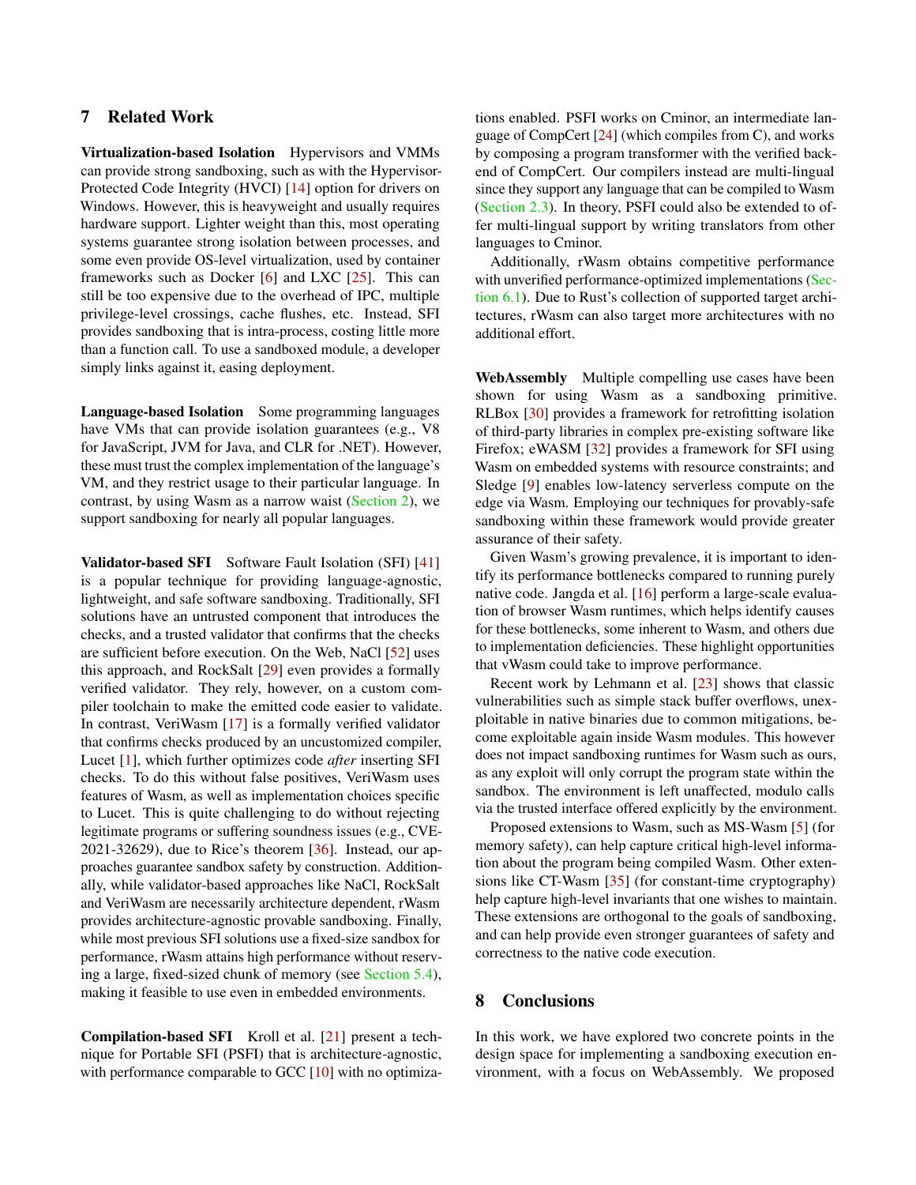## 7 Related Work

**Virtualization-based Isolation** Hypervisors and VMMs can provide strong sandboxing, such as with the Hypervisor-Protected Code Integrity (HVCI) [14] option for drivers on Windows. However, this is heavyweight and usually requires hardware support. Lighter weight than this, most operating systems guarantee strong isolation between processes, and some even provide OS-level virtualization, used by container frameworks such as Docker [6] and LXC [25]. This can still be too expensive due to the overhead of IPC, multiple privilege-level crossings, cache flushes, etc. Instead, SFI provides sandboxing that is intra-process, costing little more than a function call. To use a sandboxed module, a developer simply links against it, easing deployment.

**Language-based Isolation** Some programming languages have VMs that can provide isolation guarantees (e.g., V8 for JavaScript, JVM for Java, and CLR for .NET). However, these must trust the complex implementation of the language's VM, and they restrict usage to their particular language. In contrast, by using Wasm as a narrow waist (Section 2), we support sandboxing for nearly all popular languages.

**Validator-based SFI** Software Fault Isolation (SFI) [41] is a popular technique for providing language-agnostic, lightweight, and safe software sandboxing. Traditionally, SFI solutions have an untrusted component that introduces the checks, and a trusted validator that confirms that the checks are sufficient before execution. On the Web, NaCl [52] uses this approach, and RockSalt [29] even provides a formally verified validator. They rely, however, on a custom compiler toolchain to make the emitted code easier to validate. In contrast, VeriWasm [17] is a formally verified validator that confirms checks produced by an uncustomized compiler, Lucet [1], which further optimizes code *after* inserting SFI checks. To do this without false positives, VeriWasm uses features of Wasm, as well as implementation choices specific to Lucet. This is quite challenging to do without rejecting legitimate programs or suffering soundness issues (e.g., CVE-2021-32629), due to Rice's theorem [36]. Instead, our approaches guarantee sandbox safety by construction. Additionally, while validator-based approaches like NaCl, RockSalt and VeriWasm are necessarily architecture dependent, rWasm provides architecture-agnostic provable sandboxing. Finally, while most previous SFI solutions use a fixed-size sandbox for performance, rWasm attains high performance without reserving a large, fixed-sized chunk of memory (see Section 5.4), making it feasible to use even in embedded environments.

**Compilation-based SFI** Kroll et al. [21] present a technique for Portable SFI (PSFI) that is architecture-agnostic, with performance comparable to GCC [10] with no optimizations enabled. PSFI works on Cminor, an intermediate language of CompCert [24] (which compiles from C), and works by composing a program transformer with the verified backend of CompCert. Our compilers instead are multi-lingual since they support any language that can be compiled to Wasm (Section 2.3). In theory, PSFI could also be extended to offer multi-lingual support by writing translators from other languages to Cminor.

Additionally, rWasm obtains competitive performance with unverified performance-optimized implementations (Section 6.1). Due to Rust's collection of supported target architectures, rWasm can also target more architectures with no additional effort.

**WebAssembly** Multiple compelling use cases have been shown for using Wasm as a sandboxing primitive. RLBox [30] provides a framework for retrofitting isolation of third-party libraries in complex pre-existing software like Firefox; eWASM [32] provides a framework for SFI using Wasm on embedded systems with resource constraints; and Sledge [9] enables low-latency serverless compute on the edge via Wasm. Employing our techniques for provably-safe sandboxing within these framework would provide greater assurance of their safety.

Given Wasm's growing prevalence, it is important to identify its performance bottlenecks compared to running purely native code. Jangda et al. [16] perform a large-scale evaluation of browser Wasm runtimes, which helps identify causes for these bottlenecks, some inherent to Wasm, and others due to implementation deficiencies. These highlight opportunities that vWasm could take to improve performance.

Recent work by Lehmann et al. [23] shows that classic vulnerabilities such as simple stack buffer overflows, unexploitable in native binaries due to common mitigations, become exploitable again inside Wasm modules. This however does not impact sandboxing runtimes for Wasm such as ours, as any exploit will only corrupt the program state within the sandbox. The environment is left unaffected, modulo calls via the trusted interface offered explicitly by the environment.

Proposed extensions to Wasm, such as MS-Wasm [5] (for memory safety), can help capture critical high-level information about the program being compiled Wasm. Other extensions like CT-Wasm [35] (for constant-time cryptography) help capture high-level invariants that one wishes to maintain. These extensions are orthogonal to the goals of sandboxing, and can help provide even stronger guarantees of safety and correctness to the native code execution.

## 8 Conclusions

In this work, we have explored two concrete points in the design space for implementing a sandboxing execution environment, with a focus on WebAssembly. We proposed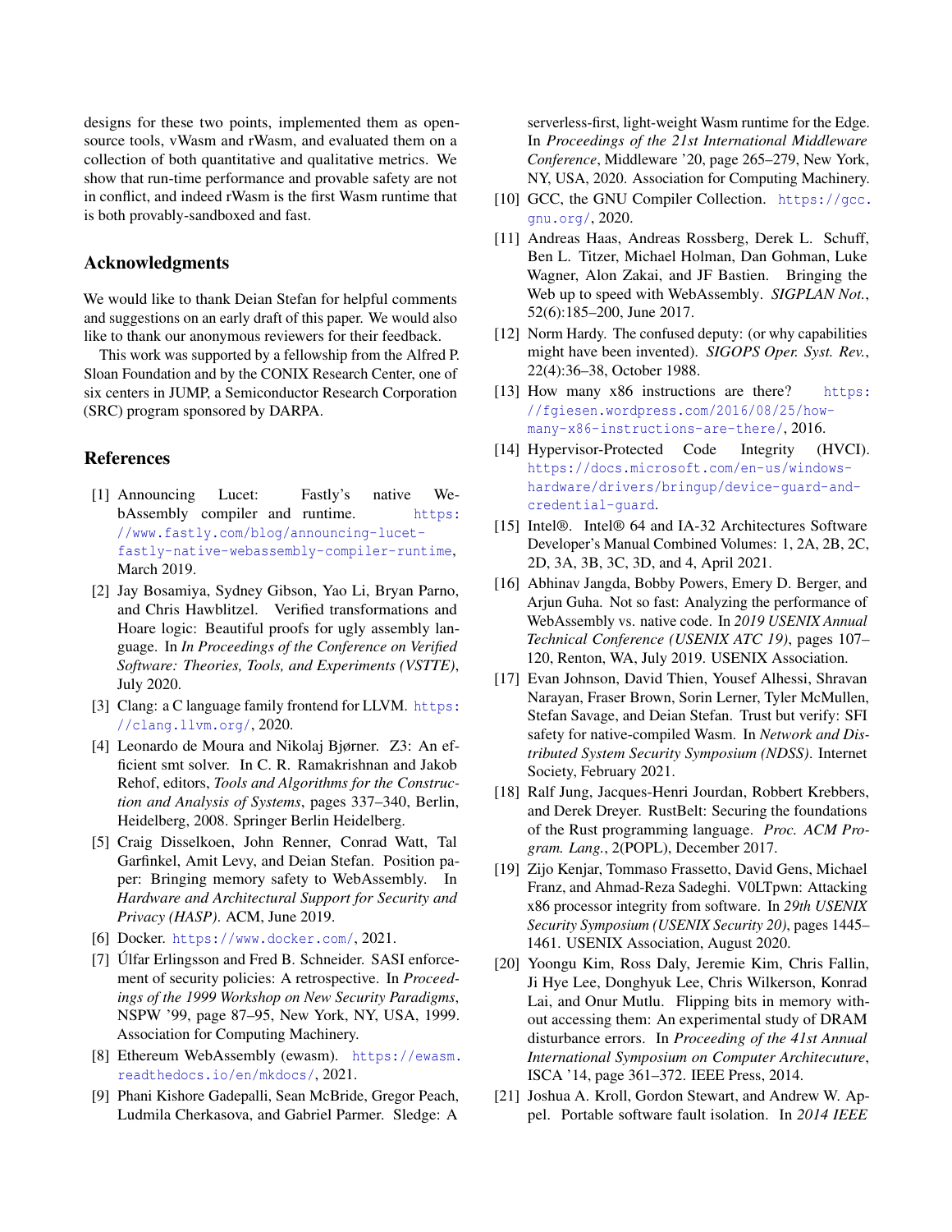designs for these two points, implemented them as open-source tools, vWasm and rWasm, and evaluated them on a collection of both quantitative and qualitative metrics. We show that run-time performance and provable safety are not in conflict, and indeed rWasm is the first Wasm runtime that is both provably-sandboxed and fast.

## Acknowledgments

We would like to thank Deian Stefan for helpful comments and suggestions on an early draft of this paper. We would also like to thank our anonymous reviewers for their feedback.

This work was supported by a fellowship from the Alfred P. Sloan Foundation and by the CONIX Research Center, one of six centers in JUMP, a Semiconductor Research Corporation (SRC) program sponsored by DARPA.

## References

[1] Announcing Lucet: Fastly's native WebAssembly compiler and runtime. https://www.fastly.com/blog/announcing-lucet-fastly-native-webassembly-compiler-runtime, March 2019.

[2] Jay Bosamiya, Sydney Gibson, Yao Li, Bryan Parno, and Chris Hawblitzel. Verified transformations and Hoare logic: Beautiful proofs for ugly assembly language. In *In Proceedings of the Conference on Verified Software: Theories, Tools, and Experiments (VSTTE)*, July 2020.

[3] Clang: a C language family frontend for LLVM. https://clang.llvm.org/, 2020.

[4] Leonardo de Moura and Nikolaj Bjørner. Z3: An efficient smt solver. In C. R. Ramakrishnan and Jakob Rehof, editors, *Tools and Algorithms for the Construction and Analysis of Systems*, pages 337–340, Berlin, Heidelberg, 2008. Springer Berlin Heidelberg.

[5] Craig Disselkoen, John Renner, Conrad Watt, Tal Garfinkel, Amit Levy, and Deian Stefan. Position paper: Bringing memory safety to WebAssembly. In *Hardware and Architectural Support for Security and Privacy (HASP)*. ACM, June 2019.

[6] Docker. https://www.docker.com/, 2021.

[7] Úlfar Erlingsson and Fred B. Schneider. SASI enforcement of security policies: A retrospective. In *Proceedings of the 1999 Workshop on New Security Paradigms*, NSPW '99, page 87–95, New York, NY, USA, 1999. Association for Computing Machinery.

[8] Ethereum WebAssembly (ewasm). https://ewasm.readthedocs.io/en/mkdocs/, 2021.

[9] Phani Kishore Gadepalli, Sean McBride, Gregor Peach, Ludmila Cherkasova, and Gabriel Parmer. Sledge: A serverless-first, light-weight Wasm runtime for the Edge. In *Proceedings of the 21st International Middleware Conference*, Middleware '20, page 265–279, New York, NY, USA, 2020. Association for Computing Machinery.

[10] GCC, the GNU Compiler Collection. https://gcc.gnu.org/, 2020.

[11] Andreas Haas, Andreas Rossberg, Derek L. Schuff, Ben L. Titzer, Michael Holman, Dan Gohman, Luke Wagner, Alon Zakai, and JF Bastien. Bringing the Web up to speed with WebAssembly. *SIGPLAN Not.*, 52(6):185–200, June 2017.

[12] Norm Hardy. The confused deputy: (or why capabilities might have been invented). *SIGOPS Oper. Syst. Rev.*, 22(4):36–38, October 1988.

[13] How many x86 instructions are there? https://fgiesen.wordpress.com/2016/08/25/how-many-x86-instructions-are-there/, 2016.

[14] Hypervisor-Protected Code Integrity (HVCI). https://docs.microsoft.com/en-us/windows-hardware/drivers/bringup/device-guard-and-credential-guard.

[15] Intel®. Intel® 64 and IA-32 Architectures Software Developer's Manual Combined Volumes: 1, 2A, 2B, 2C, 2D, 3A, 3B, 3C, 3D, and 4, April 2021.

[16] Abhinav Jangda, Bobby Powers, Emery D. Berger, and Arjun Guha. Not so fast: Analyzing the performance of WebAssembly vs. native code. In *2019 USENIX Annual Technical Conference (USENIX ATC 19)*, pages 107–120, Renton, WA, July 2019. USENIX Association.

[17] Evan Johnson, David Thien, Yousef Alhessi, Shravan Narayan, Fraser Brown, Sorin Lerner, Tyler McMullen, Stefan Savage, and Deian Stefan. Trust but verify: SFI safety for native-compiled Wasm. In *Network and Distributed System Security Symposium (NDSS)*. Internet Society, February 2021.

[18] Ralf Jung, Jacques-Henri Jourdan, Robbert Krebbers, and Derek Dreyer. RustBelt: Securing the foundations of the Rust programming language. *Proc. ACM Program. Lang.*, 2(POPL), December 2017.

[19] Zijo Kenjar, Tommaso Frassetto, David Gens, Michael Franz, and Ahmad-Reza Sadeghi. V0LTpwn: Attacking x86 processor integrity from software. In *29th USENIX Security Symposium (USENIX Security 20)*, pages 1445–1461. USENIX Association, August 2020.

[20] Yoongu Kim, Ross Daly, Jeremie Kim, Chris Fallin, Ji Hye Lee, Donghyuk Lee, Chris Wilkerson, Konrad Lai, and Onur Mutlu. Flipping bits in memory without accessing them: An experimental study of DRAM disturbance errors. In *Proceeding of the 41st Annual International Symposium on Computer Architecture*, ISCA '14, page 361–372. IEEE Press, 2014.

[21] Joshua A. Kroll, Gordon Stewart, and Andrew W. Appel. Portable software fault isolation. In *2014 IEEE*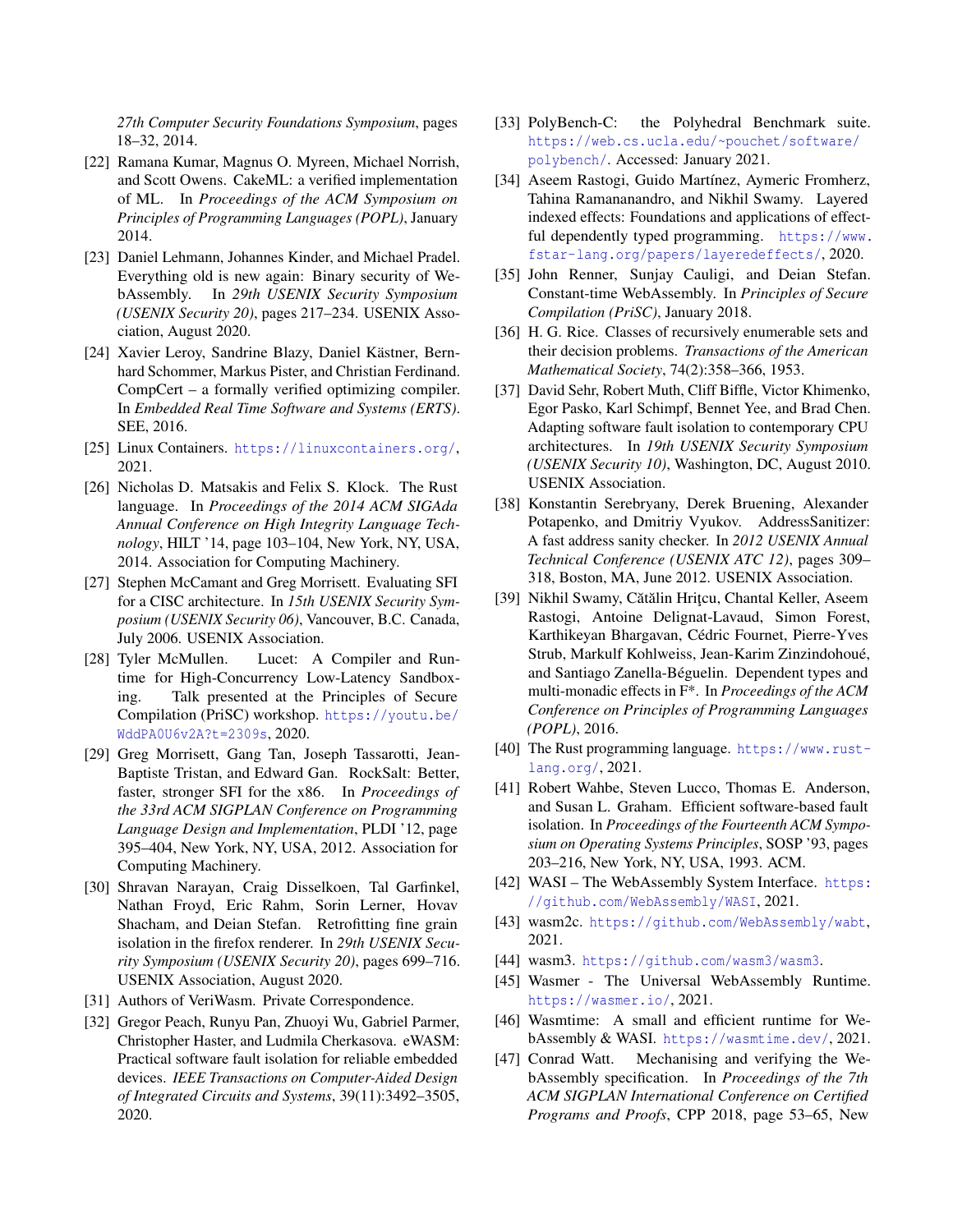27th Computer Security Foundations Symposium, pages 18–32, 2014.

[22] Ramana Kumar, Magnus O. Myreen, Michael Norrish, and Scott Owens. CakeML: a verified implementation of ML. In *Proceedings of the ACM Symposium on Principles of Programming Languages (POPL)*, January 2014.

[23] Daniel Lehmann, Johannes Kinder, and Michael Pradel. Everything old is new again: Binary security of WebAssembly. In *29th USENIX Security Symposium (USENIX Security 20)*, pages 217–234. USENIX Association, August 2020.

[24] Xavier Leroy, Sandrine Blazy, Daniel Kästner, Bernhard Schommer, Markus Pister, and Christian Ferdinand. CompCert – a formally verified optimizing compiler. In *Embedded Real Time Software and Systems (ERTS)*. SEE, 2016.

[25] Linux Containers. https://linuxcontainers.org/, 2021.

[26] Nicholas D. Matsakis and Felix S. Klock. The Rust language. In *Proceedings of the 2014 ACM SIGAda Annual Conference on High Integrity Language Technology*, HILT '14, page 103–104, New York, NY, USA, 2014. Association for Computing Machinery.

[27] Stephen McCamant and Greg Morrisett. Evaluating SFI for a CISC architecture. In *15th USENIX Security Symposium (USENIX Security 06)*, Vancouver, B.C. Canada, July 2006. USENIX Association.

[28] Tyler McMullen. Lucet: A Compiler and Runtime for High-Concurrency Low-Latency Sandboxing. Talk presented at the Principles of Secure Compilation (PriSC) workshop. https://youtu.be/WddPA0U6v2A?t=2309s, 2020.

[29] Greg Morrisett, Gang Tan, Joseph Tassarotti, Jean-Baptiste Tristan, and Edward Gan. RockSalt: Better, faster, stronger SFI for the x86. In *Proceedings of the 33rd ACM SIGPLAN Conference on Programming Language Design and Implementation*, PLDI '12, page 395–404, New York, NY, USA, 2012. Association for Computing Machinery.

[30] Shravan Narayan, Craig Disselkoen, Tal Garfinkel, Nathan Froyd, Eric Rahm, Sorin Lerner, Hovav Shacham, and Deian Stefan. Retrofitting fine grain isolation in the firefox renderer. In *29th USENIX Security Symposium (USENIX Security 20)*, pages 699–716. USENIX Association, August 2020.

[31] Authors of VeriWasm. Private Correspondence.

[32] Gregor Peach, Runyu Pan, Zhuoyi Wu, Gabriel Parmer, Christopher Haster, and Ludmila Cherkasova. eWASM: Practical software fault isolation for reliable embedded devices. *IEEE Transactions on Computer-Aided Design of Integrated Circuits and Systems*, 39(11):3492–3505, 2020.

[33] PolyBench-C: the Polyhedral Benchmark suite. https://web.cs.ucla.edu/~pouchet/software/polybench/. Accessed: January 2021.

[34] Aseem Rastogi, Guido Martínez, Aymeric Fromherz, Tahina Ramananandro, and Nikhil Swamy. Layered indexed effects: Foundations and applications of effectful dependently typed programming. https://www.fstar-lang.org/papers/layeredeffects/, 2020.

[35] John Renner, Sunjay Cauligi, and Deian Stefan. Constant-time WebAssembly. In *Principles of Secure Compilation (PriSC)*, January 2018.

[36] H. G. Rice. Classes of recursively enumerable sets and their decision problems. *Transactions of the American Mathematical Society*, 74(2):358–366, 1953.

[37] David Sehr, Robert Muth, Cliff Biffle, Victor Khimenko, Egor Pasko, Karl Schimpf, Bennet Yee, and Brad Chen. Adapting software fault isolation to contemporary CPU architectures. In *19th USENIX Security Symposium (USENIX Security 10)*, Washington, DC, August 2010. USENIX Association.

[38] Konstantin Serebryany, Derek Bruening, Alexander Potapenko, and Dmitriy Vyukov. AddressSanitizer: A fast address sanity checker. In *2012 USENIX Annual Technical Conference (USENIX ATC 12)*, pages 309–318, Boston, MA, June 2012. USENIX Association.

[39] Nikhil Swamy, Cătălin Hriţcu, Chantal Keller, Aseem Rastogi, Antoine Delignat-Lavaud, Simon Forest, Karthikeyan Bhargavan, Cédric Fournet, Pierre-Yves Strub, Markulf Kohlweiss, Jean-Karim Zinzindohoué, and Santiago Zanella-Béguelin. Dependent types and multi-monadic effects in F*. In *Proceedings of the ACM Conference on Principles of Programming Languages (POPL)*, 2016.

[40] The Rust programming language. https://www.rust-lang.org/, 2021.

[41] Robert Wahbe, Steven Lucco, Thomas E. Anderson, and Susan L. Graham. Efficient software-based fault isolation. In *Proceedings of the Fourteenth ACM Symposium on Operating Systems Principles*, SOSP '93, pages 203–216, New York, NY, USA, 1993. ACM.

[42] WASI – The WebAssembly System Interface. https://github.com/WebAssembly/WASI, 2021.

[43] wasm2c. https://github.com/WebAssembly/wabt, 2021.

[44] wasm3. https://github.com/wasm3/wasm3.

[45] Wasmer - The Universal WebAssembly Runtime. https://wasmer.io/, 2021.

[46] Wasmtime: A small and efficient runtime for WebAssembly & WASI. https://wasmtime.dev/, 2021.

[47] Conrad Watt. Mechanising and verifying the WebAssembly specification. In *Proceedings of the 7th ACM SIGPLAN International Conference on Certified Programs and Proofs*, CPP 2018, page 53–65, New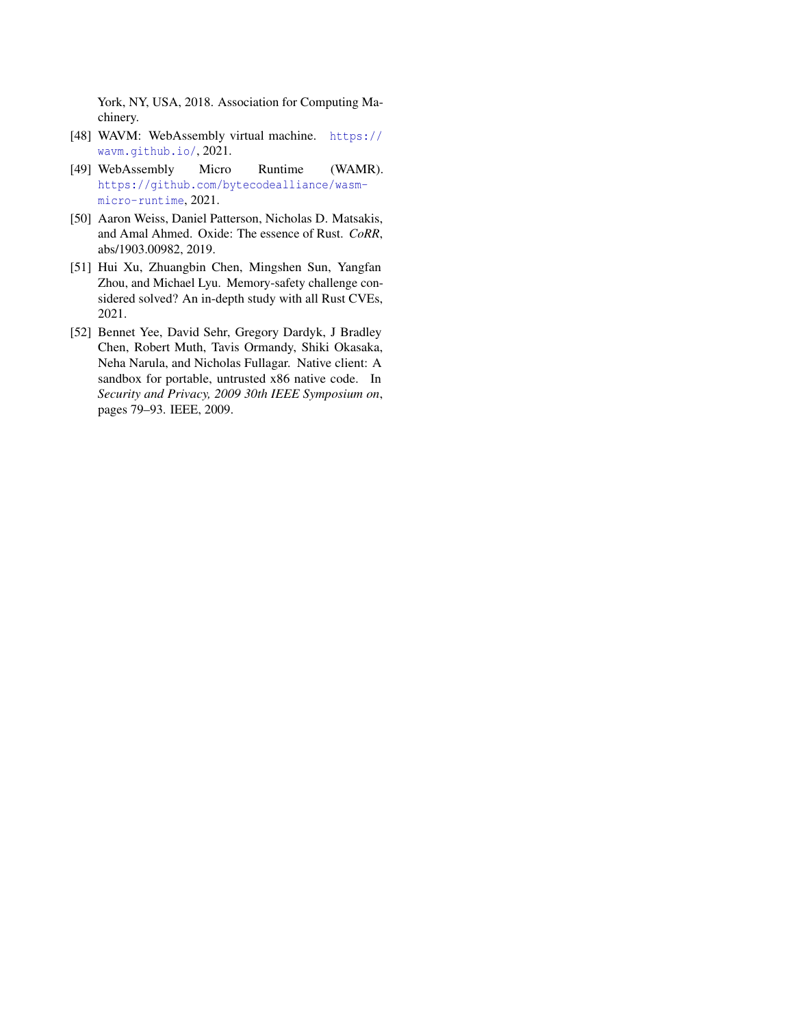York, NY, USA, 2018. Association for Computing Machinery.

[48] WAVM: WebAssembly virtual machine. https://wavm.github.io/, 2021.

[49] WebAssembly Micro Runtime (WAMR). https://github.com/bytecodealliance/wasm-micro-runtime, 2021.

[50] Aaron Weiss, Daniel Patterson, Nicholas D. Matsakis, and Amal Ahmed. Oxide: The essence of Rust. *CoRR*, abs/1903.00982, 2019.

[51] Hui Xu, Zhuangbin Chen, Mingshen Sun, Yangfan Zhou, and Michael Lyu. Memory-safety challenge considered solved? An in-depth study with all Rust CVEs, 2021.

[52] Bennet Yee, David Sehr, Gregory Dardyk, J Bradley Chen, Robert Muth, Tavis Ormandy, Shiki Okasaka, Neha Narula, and Nicholas Fullagar. Native client: A sandbox for portable, untrusted x86 native code. In *Security and Privacy, 2009 30th IEEE Symposium on*, pages 79–93. IEEE, 2009.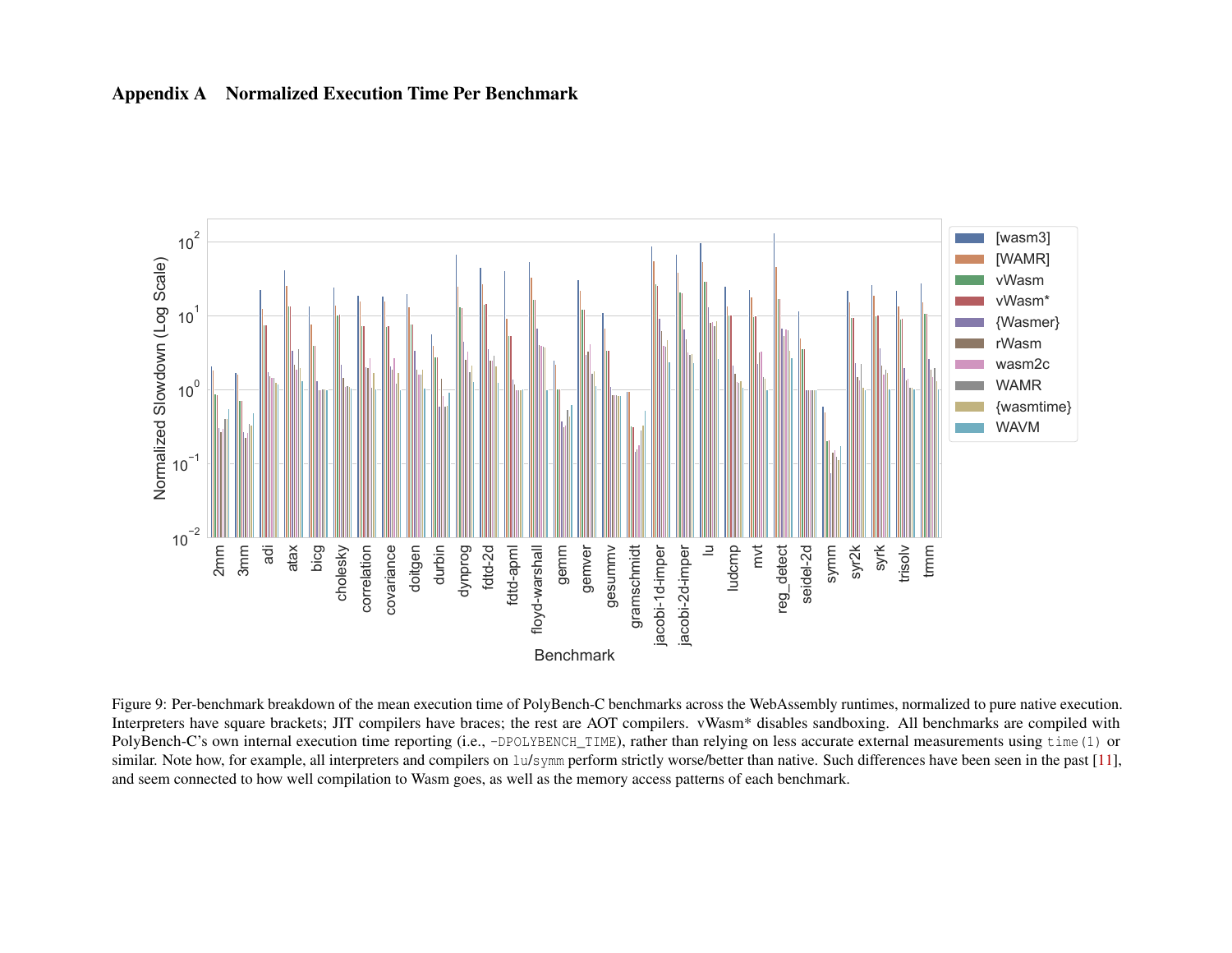# Appendix A  Normalized Execution Time Per Benchmark

Figure 9: Per-benchmark breakdown of the mean execution time of PolyBench-C benchmarks across the WebAssembly runtimes, normalized to pure native execution. Interpreters have square brackets; JIT compilers have braces; the rest are AOT compilers. vWasm* disables sandboxing. All benchmarks are compiled with PolyBench-C's own internal execution time reporting (i.e., `-DPOLYBENCH_TIME`), rather than relying on less accurate external measurements using `time(1)` or similar. Note how, for example, all interpreters and compilers on `lu`/`symm` perform strictly worse/better than native. Such differences have been seen in the past [11], and seem connected to how well compilation to Wasm goes, as well as the memory access patterns of each benchmark.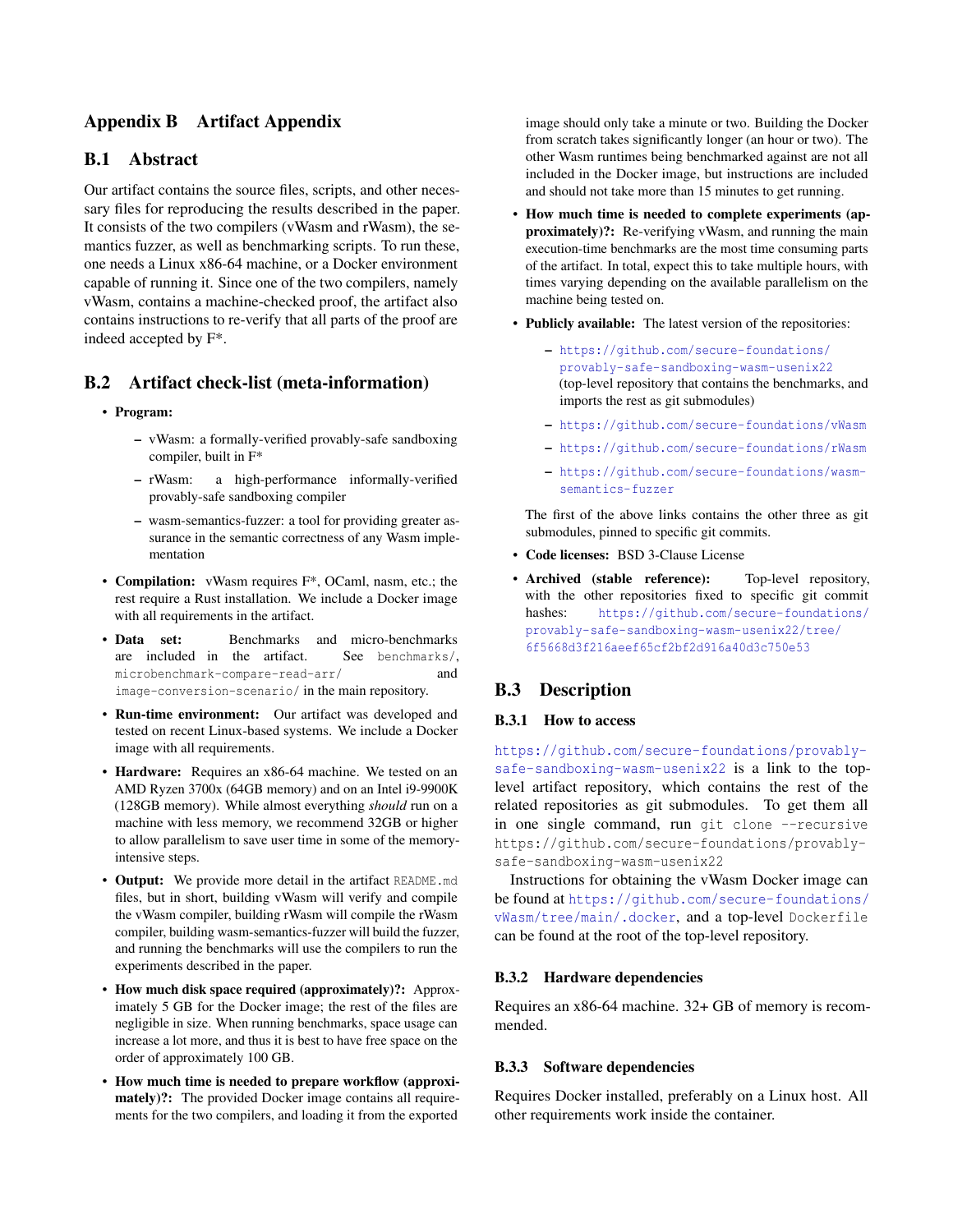## Appendix B Artifact Appendix

### B.1 Abstract

Our artifact contains the source files, scripts, and other necessary files for reproducing the results described in the paper. It consists of the two compilers (vWasm and rWasm), the semantics fuzzer, as well as benchmarking scripts. To run these, one needs a Linux x86-64 machine, or a Docker environment capable of running it. Since one of the two compilers, namely vWasm, contains a machine-checked proof, the artifact also contains instructions to re-verify that all parts of the proof are indeed accepted by F*.

### B.2 Artifact check-list (meta-information)

- **Program:**
  - vWasm: a formally-verified provably-safe sandboxing compiler, built in F*
  - rWasm: a high-performance informally-verified provably-safe sandboxing compiler
  - wasm-semantics-fuzzer: a tool for providing greater assurance in the semantic correctness of any Wasm implementation
- **Compilation:** vWasm requires F*, OCaml, nasm, etc.; the rest require a Rust installation. We include a Docker image with all requirements in the artifact.
- **Data set:** Benchmarks and micro-benchmarks are included in the artifact. See `benchmarks/`, `microbenchmark-compare-read-arr/` and `image-conversion-scenario/` in the main repository.
- **Run-time environment:** Our artifact was developed and tested on recent Linux-based systems. We include a Docker image with all requirements.
- **Hardware:** Requires an x86-64 machine. We tested on an AMD Ryzen 3700x (64GB memory) and on an Intel i9-9900K (128GB memory). While almost everything *should* run on a machine with less memory, we recommend 32GB or higher to allow parallelism to save user time in some of the memory-intensive steps.
- **Output:** We provide more detail in the artifact `README.md` files, but in short, building vWasm will verify and compile the vWasm compiler, building rWasm will compile the rWasm compiler, building wasm-semantics-fuzzer will build the fuzzer, and running the benchmarks will use the compilers to run the experiments described in the paper.
- **How much disk space required (approximately)?:** Approximately 5 GB for the Docker image; the rest of the files are negligible in size. When running benchmarks, space usage can increase a lot more, and thus it is best to have free space on the order of approximately 100 GB.
- **How much time is needed to prepare workflow (approximately)?:** The provided Docker image contains all requirements for the two compilers, and loading it from the exported image should only take a minute or two. Building the Docker from scratch takes significantly longer (an hour or two). The other Wasm runtimes being benchmarked against are not all included in the Docker image, but instructions are included and should not take more than 15 minutes to get running.
- **How much time is needed to complete experiments (approximately)?:** Re-verifying vWasm, and running the main execution-time benchmarks are the most time consuming parts of the artifact. In total, expect this to take multiple hours, with times varying depending on the available parallelism on the machine being tested on.
- **Publicly available:** The latest version of the repositories:
  - https://github.com/secure-foundations/provably-safe-sandboxing-wasm-usenix22 (top-level repository that contains the benchmarks, and imports the rest as git submodules)
  - https://github.com/secure-foundations/vWasm
  - https://github.com/secure-foundations/rWasm
  - https://github.com/secure-foundations/wasm-semantics-fuzzer

  The first of the above links contains the other three as git submodules, pinned to specific git commits.
- **Code licenses:** BSD 3-Clause License
- **Archived (stable reference):** Top-level repository, with the other repositories fixed to specific git commit hashes: https://github.com/secure-foundations/provably-safe-sandboxing-wasm-usenix22/tree/6f5668d3f216aeef65cf2bf2d916a40d3c750e53

### B.3 Description

#### B.3.1 How to access

https://github.com/secure-foundations/provably-safe-sandboxing-wasm-usenix22 is a link to the top-level artifact repository, which contains the rest of the related repositories as git submodules. To get them all in one single command, run `git clone --recursive https://github.com/secure-foundations/provably-safe-sandboxing-wasm-usenix22`

Instructions for obtaining the vWasm Docker image can be found at https://github.com/secure-foundations/vWasm/tree/main/.docker, and a top-level `Dockerfile` can be found at the root of the top-level repository.

#### B.3.2 Hardware dependencies

Requires an x86-64 machine. 32+ GB of memory is recommended.

#### B.3.3 Software dependencies

Requires Docker installed, preferably on a Linux host. All other requirements work inside the container.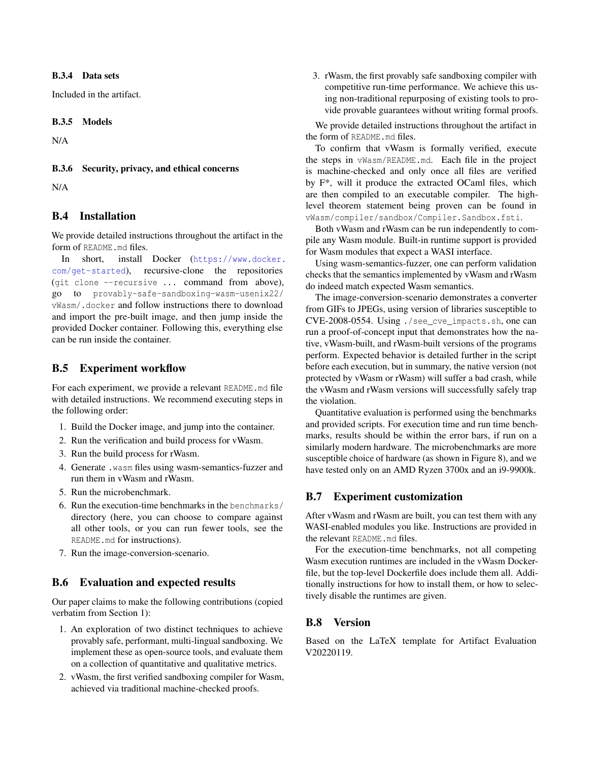#### B.3.4 Data sets

Included in the artifact.

#### B.3.5 Models

N/A

#### B.3.6 Security, privacy, and ethical concerns

N/A

### B.4 Installation

We provide detailed instructions throughout the artifact in the form of `README.md` files.

In short, install Docker (https://www.docker.com/get-started), recursive-clone the repositories (`git clone --recursive ...` command from above), go to `provably-safe-sandboxing-wasm-usenix22/vWasm/.docker` and follow instructions there to download and import the pre-built image, and then jump inside the provided Docker container. Following this, everything else can be run inside the container.

### B.5 Experiment workflow

For each experiment, we provide a relevant `README.md` file with detailed instructions. We recommend executing steps in the following order:

1. Build the Docker image, and jump into the container.
2. Run the verification and build process for vWasm.
3. Run the build process for rWasm.
4. Generate `.wasm` files using wasm-semantics-fuzzer and run them in vWasm and rWasm.
5. Run the microbenchmark.
6. Run the execution-time benchmarks in the `benchmarks/` directory (here, you can choose to compare against all other tools, or you can run fewer tools, see the `README.md` for instructions).
7. Run the image-conversion-scenario.

### B.6 Evaluation and expected results

Our paper claims to make the following contributions (copied verbatim from Section 1):

1. An exploration of two distinct techniques to achieve provably safe, performant, multi-lingual sandboxing. We implement these as open-source tools, and evaluate them on a collection of quantitative and qualitative metrics.
2. vWasm, the first verified sandboxing compiler for Wasm, achieved via traditional machine-checked proofs.
3. rWasm, the first provably safe sandboxing compiler with competitive run-time performance. We achieve this using non-traditional repurposing of existing tools to provide provable guarantees without writing formal proofs.

We provide detailed instructions throughout the artifact in the form of `README.md` files.

To confirm that vWasm is formally verified, execute the steps in `vWasm/README.md`. Each file in the project is machine-checked and only once all files are verified by F*, will it produce the extracted OCaml files, which are then compiled to an executable compiler. The high-level theorem statement being proven can be found in `vWasm/compiler/sandbox/Compiler.Sandbox.fsti`.

Both vWasm and rWasm can be run independently to compile any Wasm module. Built-in runtime support is provided for Wasm modules that expect a WASI interface.

Using wasm-semantics-fuzzer, one can perform validation checks that the semantics implemented by vWasm and rWasm do indeed match expected Wasm semantics.

The image-conversion-scenario demonstrates a converter from GIFs to JPEGs, using version of libraries susceptible to CVE-2008-0554. Using `./see_cve_impacts.sh`, one can run a proof-of-concept input that demonstrates how the native, vWasm-built, and rWasm-built versions of the programs perform. Expected behavior is detailed further in the script before each execution, but in summary, the native version (not protected by vWasm or rWasm) will suffer a bad crash, while the vWasm and rWasm versions will successfully safely trap the violation.

Quantitative evaluation is performed using the benchmarks and provided scripts. For execution time and run time benchmarks, results should be within the error bars, if run on a similarly modern hardware. The microbenchmarks are more susceptible choice of hardware (as shown in Figure 8), and we have tested only on an AMD Ryzen 3700x and an i9-9900k.

### B.7 Experiment customization

After vWasm and rWasm are built, you can test them with any WASI-enabled modules you like. Instructions are provided in the relevant `README.md` files.

For the execution-time benchmarks, not all competing Wasm execution runtimes are included in the vWasm Dockerfile, but the top-level Dockerfile does include them all. Additionally instructions for how to install them, or how to selectively disable the runtimes are given.

### B.8 Version

Based on the LaTeX template for Artifact Evaluation V20220119.